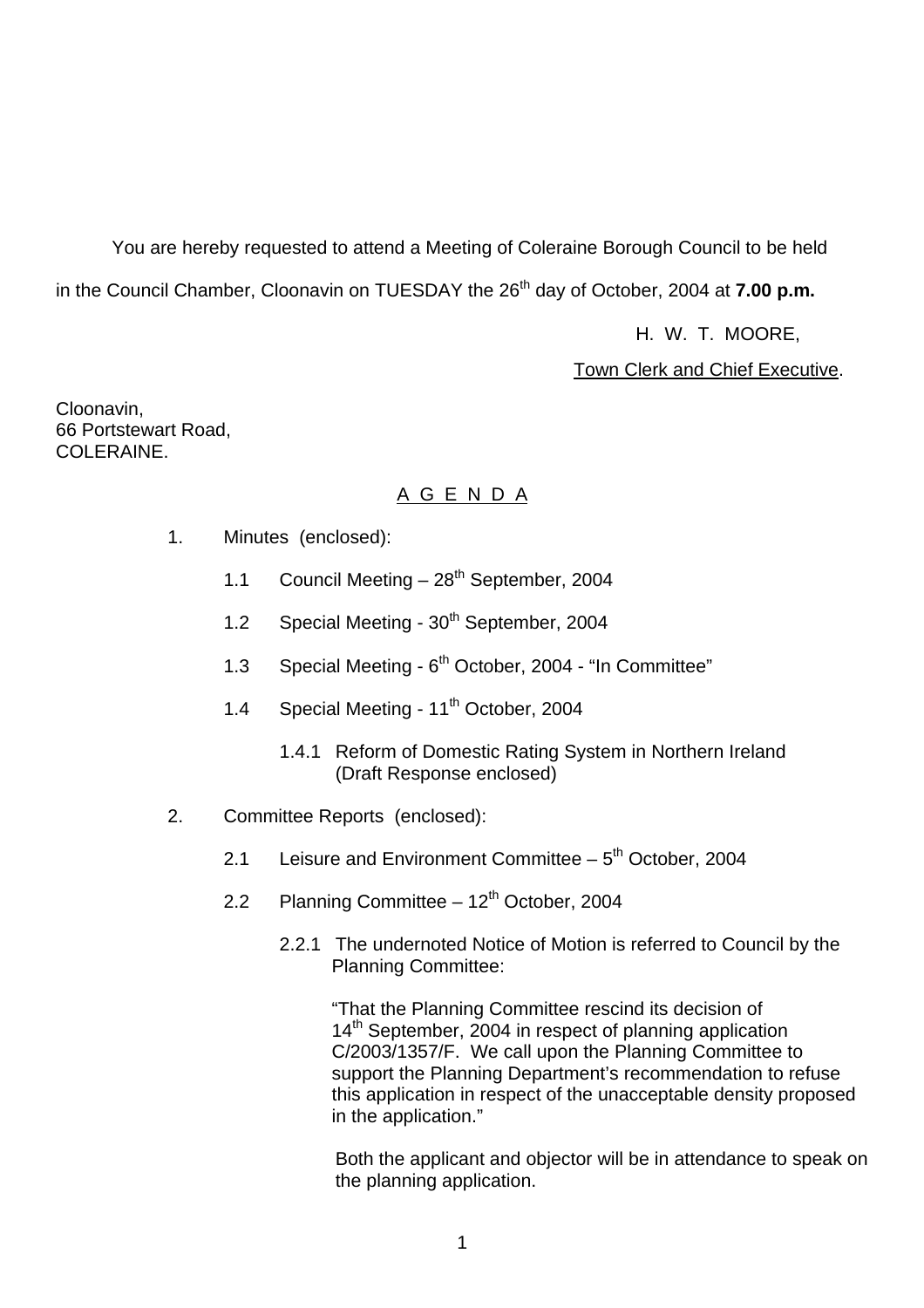You are hereby requested to attend a Meeting of Coleraine Borough Council to be held in the Council Chamber, Cloonavin on TUESDAY the 26th day of October, 2004 at **7.00 p.m.**

H. W. T. MOORE,
Town Clerk and Chief Executive.

Cloonavin,
66 Portstewart Road,
COLERAINE.

## A G E N D A

1. Minutes (enclosed):

   1.1 Council Meeting – 28th September, 2004

   1.2 Special Meeting - 30th September, 2004

   1.3 Special Meeting - 6th October, 2004 - "In Committee"

   1.4 Special Meeting - 11th October, 2004

   1.4.1 Reform of Domestic Rating System in Northern Ireland (Draft Response enclosed)

2. Committee Reports (enclosed):

   2.1 Leisure and Environment Committee – 5th October, 2004

   2.2 Planning Committee – 12th October, 2004

   2.2.1 The undernoted Notice of Motion is referred to Council by the Planning Committee:

   "That the Planning Committee rescind its decision of 14th September, 2004 in respect of planning application C/2003/1357/F. We call upon the Planning Committee to support the Planning Department's recommendation to refuse this application in respect of the unacceptable density proposed in the application."

   Both the applicant and objector will be in attendance to speak on the planning application.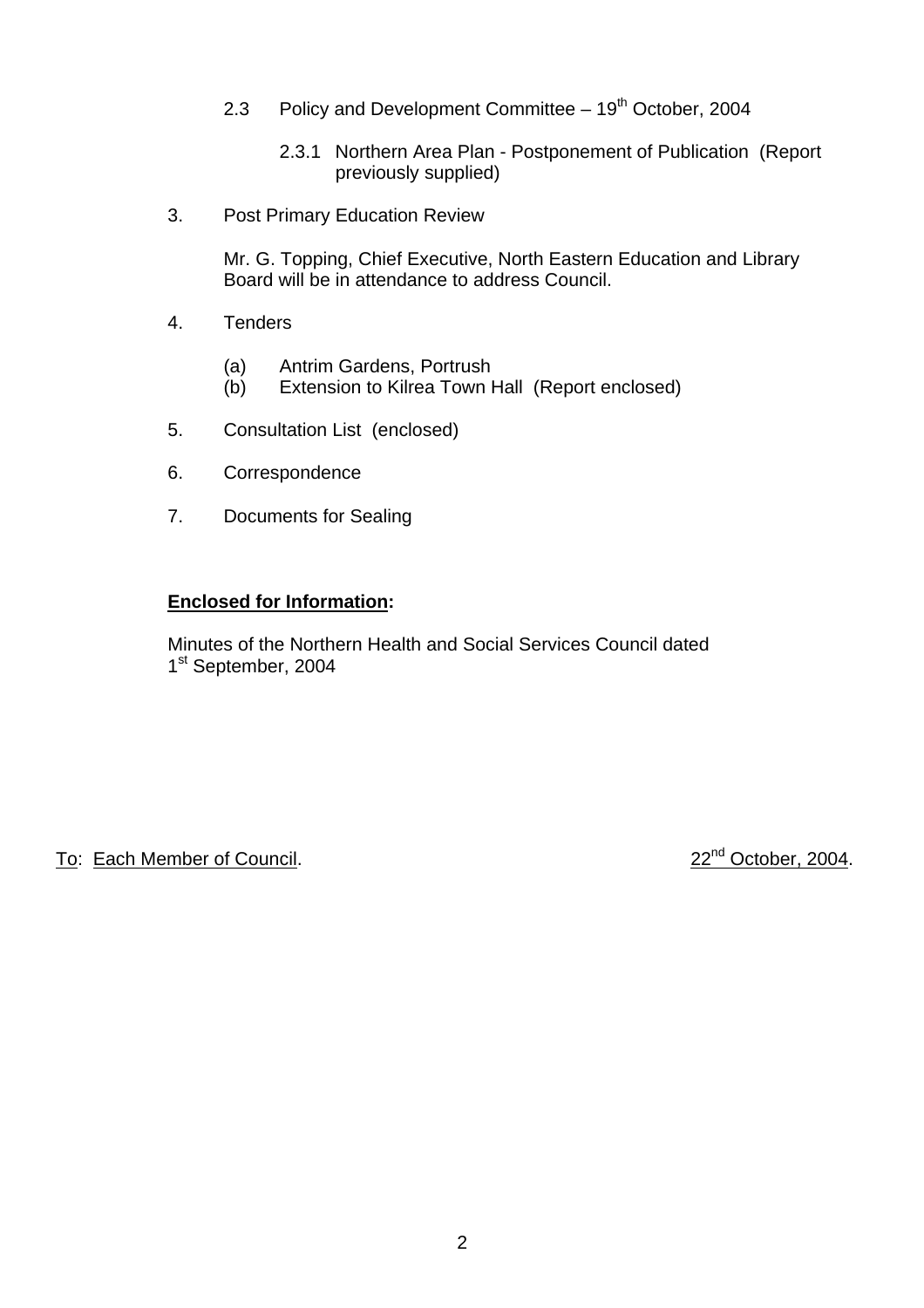2.3 Policy and Development Committee – 19th October, 2004

 2.3.1 Northern Area Plan - Postponement of Publication (Report previously supplied)

3. Post Primary Education Review

 Mr. G. Topping, Chief Executive, North Eastern Education and Library Board will be in attendance to address Council.

4. Tenders

 (a) Antrim Gardens, Portrush
 (b) Extension to Kilrea Town Hall (Report enclosed)

5. Consultation List (enclosed)

6. Correspondence

7. Documents for Sealing

**Enclosed for Information:**

Minutes of the Northern Health and Social Services Council dated 1st September, 2004

To: Each Member of Council. 22nd October, 2004.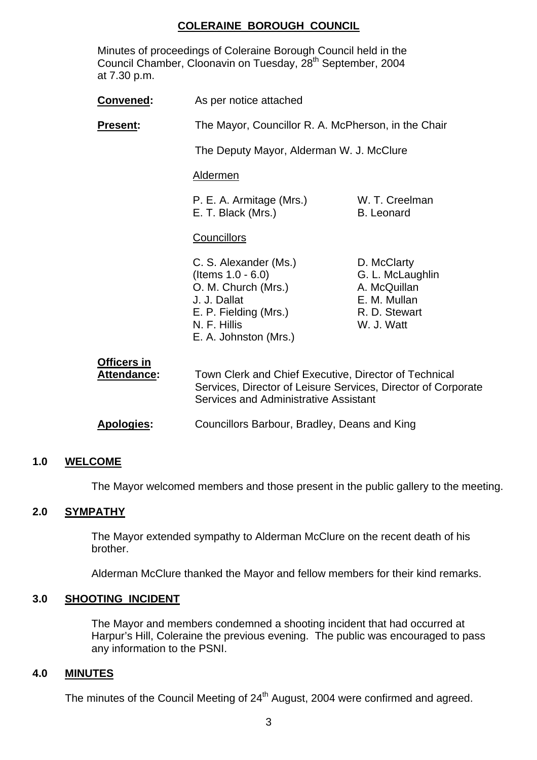# COLERAINE BOROUGH COUNCIL

Minutes of proceedings of Coleraine Borough Council held in the Council Chamber, Cloonavin on Tuesday, 28th September, 2004 at 7.30 p.m.

**Convened:** As per notice attached

**Present:** The Mayor, Councillor R. A. McPherson, in the Chair

The Deputy Mayor, Alderman W. J. McClure

Aldermen

P. E. A. Armitage (Mrs.)
E. T. Black (Mrs.)
W. T. Creelman
B. Leonard

Councillors

C. S. Alexander (Ms.) (Items 1.0 - 6.0)
O. M. Church (Mrs.)
J. J. Dallat
E. P. Fielding (Mrs.)
N. F. Hillis
E. A. Johnston (Mrs.)
D. McClarty
G. L. McLaughlin
A. McQuillan
E. M. Mullan
R. D. Stewart
W. J. Watt

**Officers in Attendance:** Town Clerk and Chief Executive, Director of Technical Services, Director of Leisure Services, Director of Corporate Services and Administrative Assistant

**Apologies:** Councillors Barbour, Bradley, Deans and King

## 1.0 WELCOME

The Mayor welcomed members and those present in the public gallery to the meeting.

## 2.0 SYMPATHY

The Mayor extended sympathy to Alderman McClure on the recent death of his brother.

Alderman McClure thanked the Mayor and fellow members for their kind remarks.

## 3.0 SHOOTING INCIDENT

The Mayor and members condemned a shooting incident that had occurred at Harpur's Hill, Coleraine the previous evening. The public was encouraged to pass any information to the PSNI.

## 4.0 MINUTES

The minutes of the Council Meeting of 24th August, 2004 were confirmed and agreed.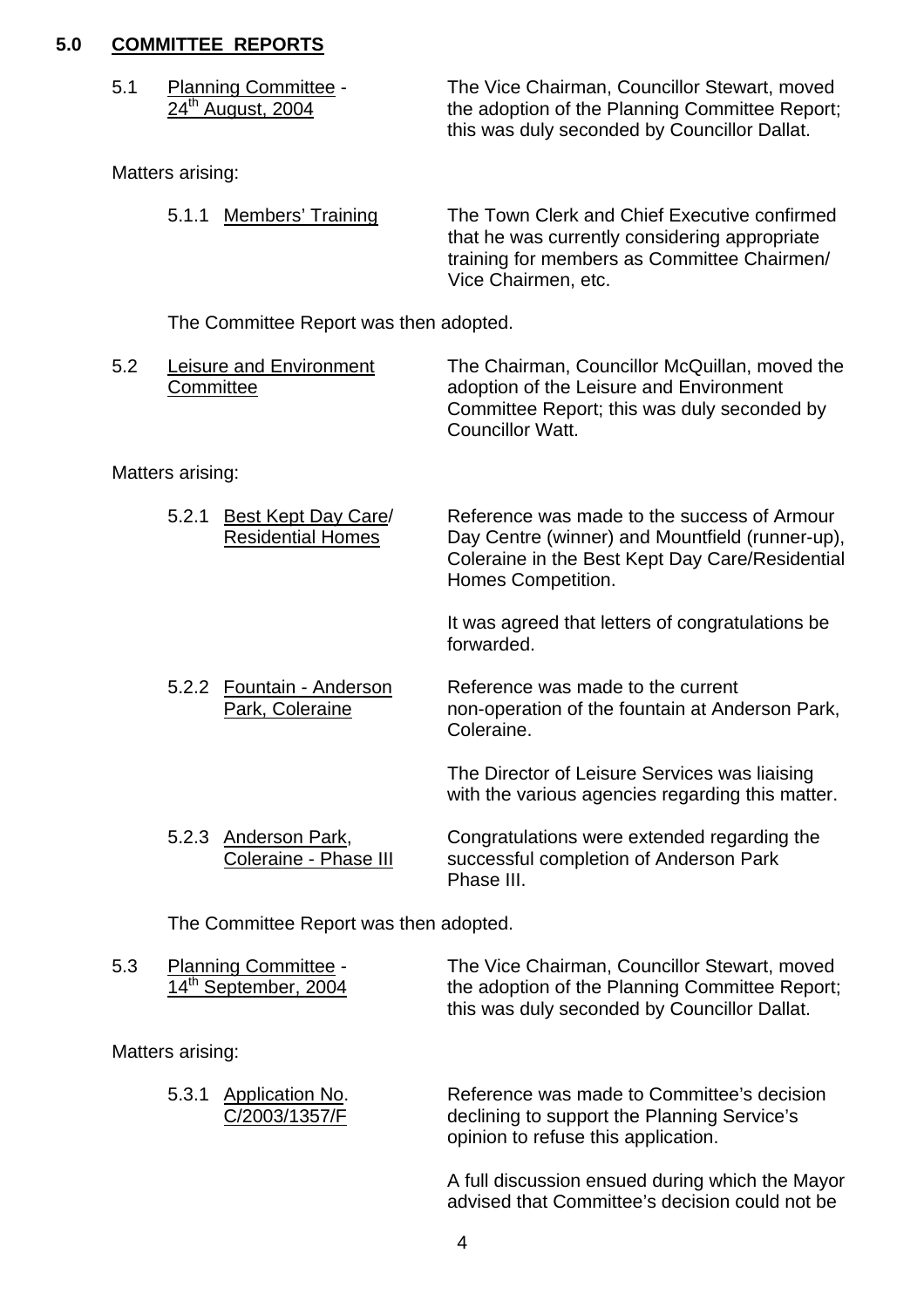## 5.0 COMMITTEE REPORTS

5.1 Planning Committee - 24th August, 2004 — The Vice Chairman, Councillor Stewart, moved the adoption of the Planning Committee Report; this was duly seconded by Councillor Dallat.

Matters arising:

5.1.1 Members' Training — The Town Clerk and Chief Executive confirmed that he was currently considering appropriate training for members as Committee Chairmen/ Vice Chairmen, etc.

The Committee Report was then adopted.

5.2 Leisure and Environment Committee — The Chairman, Councillor McQuillan, moved the adoption of the Leisure and Environment Committee Report; this was duly seconded by Councillor Watt.

Matters arising:

5.2.1 Best Kept Day Care/ Residential Homes — Reference was made to the success of Armour Day Centre (winner) and Mountfield (runner-up), Coleraine in the Best Kept Day Care/Residential Homes Competition.

It was agreed that letters of congratulations be forwarded.

5.2.2 Fountain - Anderson Park, Coleraine — Reference was made to the current non-operation of the fountain at Anderson Park, Coleraine.

The Director of Leisure Services was liaising with the various agencies regarding this matter.

5.2.3 Anderson Park, Coleraine - Phase III — Congratulations were extended regarding the successful completion of Anderson Park Phase III.

The Committee Report was then adopted.

5.3 Planning Committee - 14th September, 2004 — The Vice Chairman, Councillor Stewart, moved the adoption of the Planning Committee Report; this was duly seconded by Councillor Dallat.

Matters arising:

5.3.1 Application No. C/2003/1357/F — Reference was made to Committee's decision declining to support the Planning Service's opinion to refuse this application.

A full discussion ensued during which the Mayor advised that Committee's decision could not be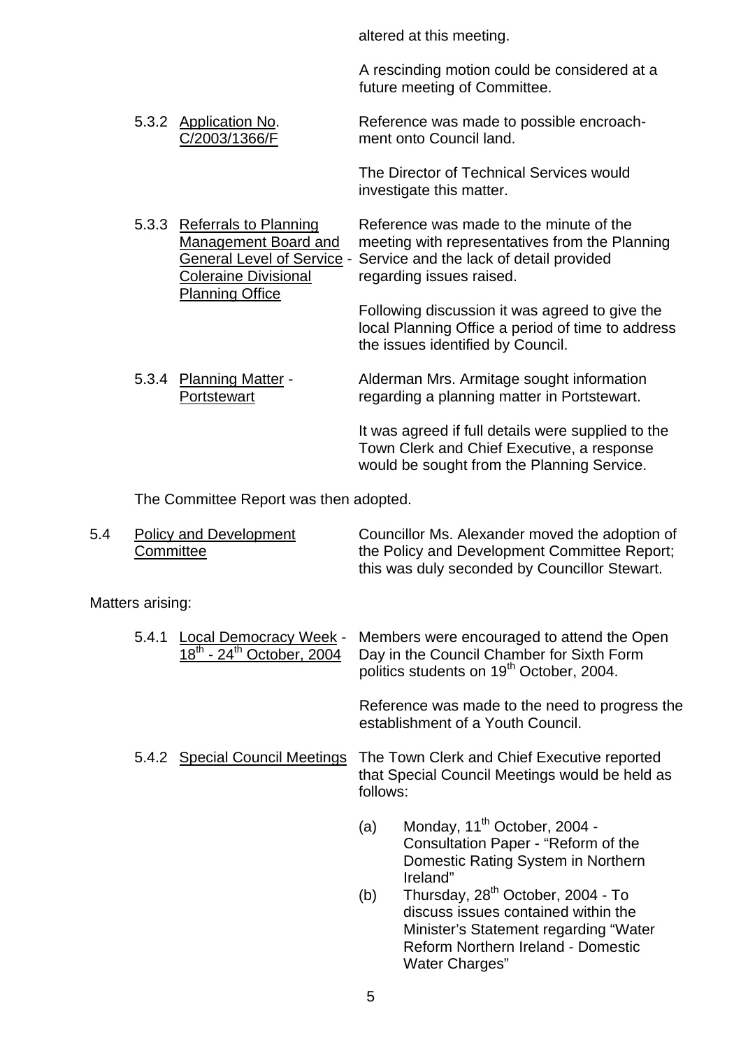altered at this meeting.

A rescinding motion could be considered at a future meeting of Committee.

5.3.2 Application No. C/2003/1366/F

Reference was made to possible encroachment onto Council land.

The Director of Technical Services would investigate this matter.

5.3.3 Referrals to Planning Management Board and General Level of Service - Coleraine Divisional Planning Office

Reference was made to the minute of the meeting with representatives from the Planning Service and the lack of detail provided regarding issues raised.

Following discussion it was agreed to give the local Planning Office a period of time to address the issues identified by Council.

5.3.4 Planning Matter - Portstewart

Alderman Mrs. Armitage sought information regarding a planning matter in Portstewart.

It was agreed if full details were supplied to the Town Clerk and Chief Executive, a response would be sought from the Planning Service.

The Committee Report was then adopted.

5.4 Policy and Development Committee

Councillor Ms. Alexander moved the adoption of the Policy and Development Committee Report; this was duly seconded by Councillor Stewart.

Matters arising:

5.4.1 Local Democracy Week - 18th - 24th October, 2004

Members were encouraged to attend the Open Day in the Council Chamber for Sixth Form politics students on 19th October, 2004.

Reference was made to the need to progress the establishment of a Youth Council.

5.4.2 Special Council Meetings

The Town Clerk and Chief Executive reported that Special Council Meetings would be held as follows:

(a) Monday, 11th October, 2004 - Consultation Paper - "Reform of the Domestic Rating System in Northern Ireland"

(b) Thursday, 28th October, 2004 - To discuss issues contained within the Minister's Statement regarding "Water Reform Northern Ireland - Domestic Water Charges"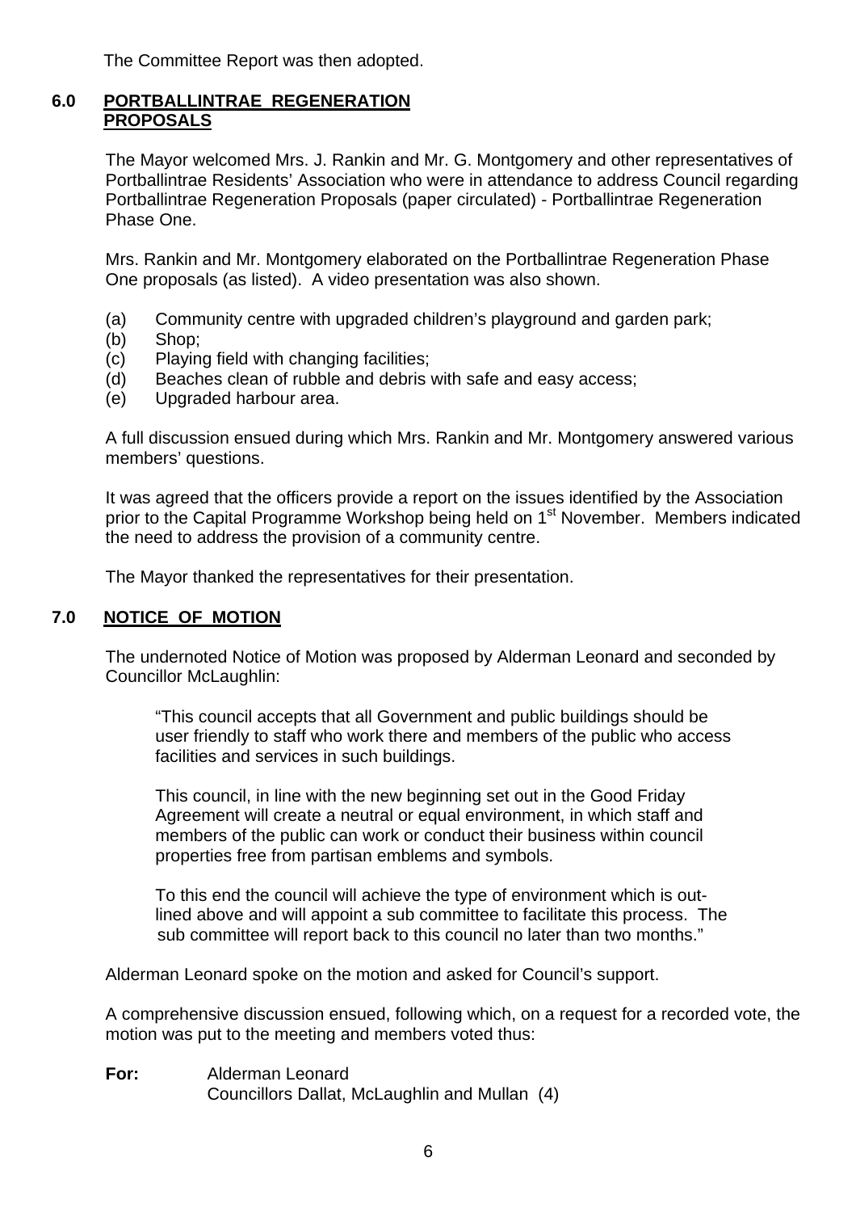The Committee Report was then adopted.

## 6.0 PORTBALLINTRAE REGENERATION PROPOSALS

The Mayor welcomed Mrs. J. Rankin and Mr. G. Montgomery and other representatives of Portballintrae Residents' Association who were in attendance to address Council regarding Portballintrae Regeneration Proposals (paper circulated) - Portballintrae Regeneration Phase One.

Mrs. Rankin and Mr. Montgomery elaborated on the Portballintrae Regeneration Phase One proposals (as listed). A video presentation was also shown.

(a) Community centre with upgraded children's playground and garden park;
(b) Shop;
(c) Playing field with changing facilities;
(d) Beaches clean of rubble and debris with safe and easy access;
(e) Upgraded harbour area.

A full discussion ensued during which Mrs. Rankin and Mr. Montgomery answered various members' questions.

It was agreed that the officers provide a report on the issues identified by the Association prior to the Capital Programme Workshop being held on 1st November. Members indicated the need to address the provision of a community centre.

The Mayor thanked the representatives for their presentation.

## 7.0 NOTICE OF MOTION

The undernoted Notice of Motion was proposed by Alderman Leonard and seconded by Councillor McLaughlin:

> "This council accepts that all Government and public buildings should be user friendly to staff who work there and members of the public who access facilities and services in such buildings.
>
> This council, in line with the new beginning set out in the Good Friday Agreement will create a neutral or equal environment, in which staff and members of the public can work or conduct their business within council properties free from partisan emblems and symbols.
>
> To this end the council will achieve the type of environment which is out-lined above and will appoint a sub committee to facilitate this process. The sub committee will report back to this council no later than two months."

Alderman Leonard spoke on the motion and asked for Council's support.

A comprehensive discussion ensued, following which, on a request for a recorded vote, the motion was put to the meeting and members voted thus:

**For:** Alderman Leonard
Councillors Dallat, McLaughlin and Mullan (4)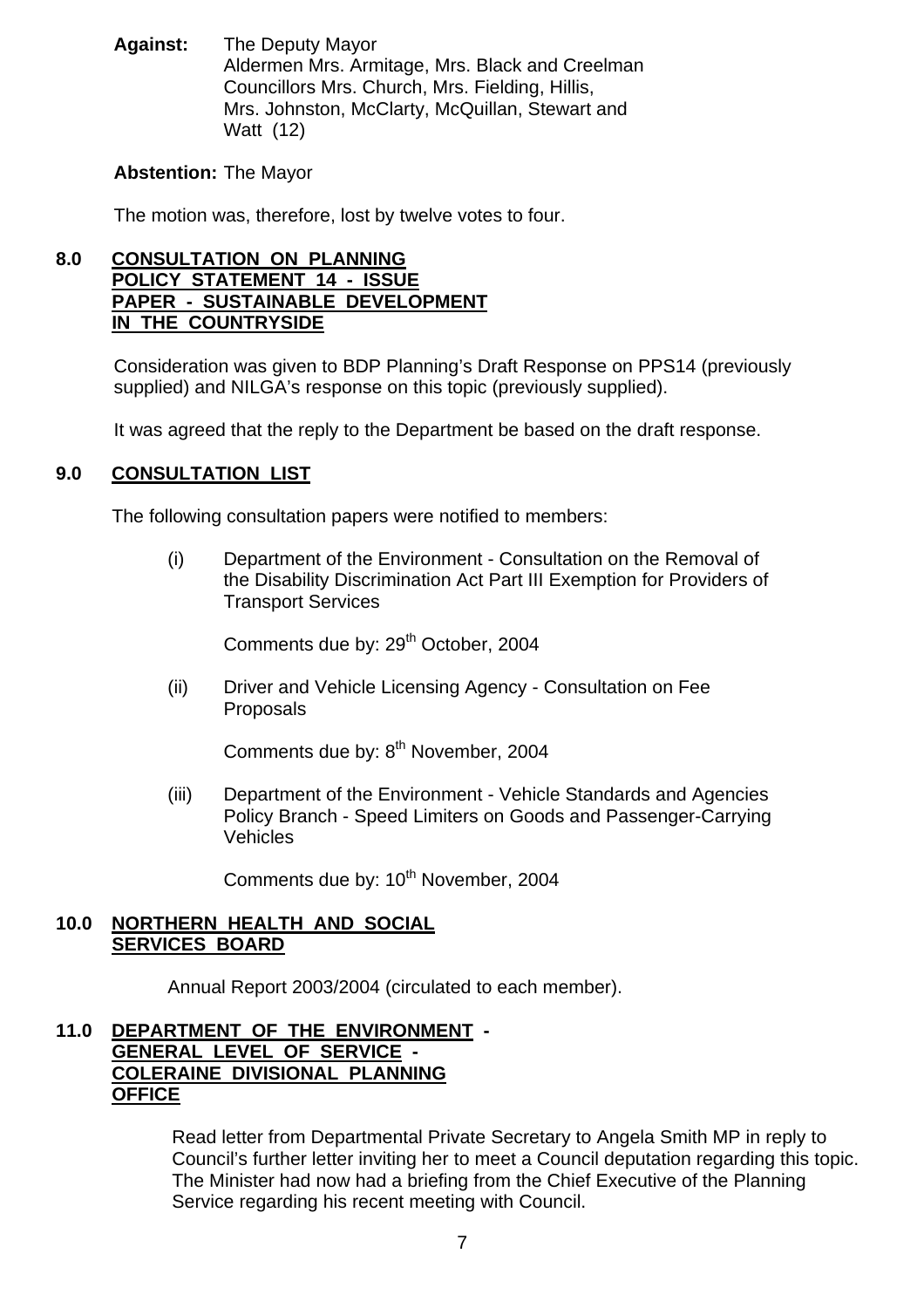**Against:** The Deputy Mayor
Aldermen Mrs. Armitage, Mrs. Black and Creelman
Councillors Mrs. Church, Mrs. Fielding, Hillis, Mrs. Johnston, McClarty, McQuillan, Stewart and Watt (12)

**Abstention:** The Mayor

The motion was, therefore, lost by twelve votes to four.

## 8.0 CONSULTATION ON PLANNING POLICY STATEMENT 14 - ISSUE PAPER - SUSTAINABLE DEVELOPMENT IN THE COUNTRYSIDE

Consideration was given to BDP Planning's Draft Response on PPS14 (previously supplied) and NILGA's response on this topic (previously supplied).

It was agreed that the reply to the Department be based on the draft response.

## 9.0 CONSULTATION LIST

The following consultation papers were notified to members:

(i) Department of the Environment - Consultation on the Removal of the Disability Discrimination Act Part III Exemption for Providers of Transport Services

Comments due by: 29th October, 2004

(ii) Driver and Vehicle Licensing Agency - Consultation on Fee Proposals

Comments due by: 8th November, 2004

(iii) Department of the Environment - Vehicle Standards and Agencies Policy Branch - Speed Limiters on Goods and Passenger-Carrying Vehicles

Comments due by: 10th November, 2004

## 10.0 NORTHERN HEALTH AND SOCIAL SERVICES BOARD

Annual Report 2003/2004 (circulated to each member).

## 11.0 DEPARTMENT OF THE ENVIRONMENT - GENERAL LEVEL OF SERVICE - COLERAINE DIVISIONAL PLANNING OFFICE

Read letter from Departmental Private Secretary to Angela Smith MP in reply to Council's further letter inviting her to meet a Council deputation regarding this topic. The Minister had now had a briefing from the Chief Executive of the Planning Service regarding his recent meeting with Council.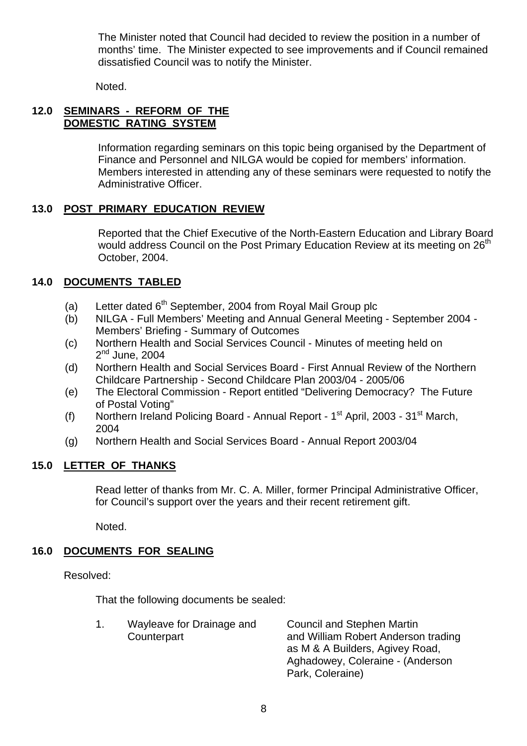The Minister noted that Council had decided to review the position in a number of months' time. The Minister expected to see improvements and if Council remained dissatisfied Council was to notify the Minister.

Noted.

## 12.0 SEMINARS - REFORM OF THE DOMESTIC RATING SYSTEM

Information regarding seminars on this topic being organised by the Department of Finance and Personnel and NILGA would be copied for members' information. Members interested in attending any of these seminars were requested to notify the Administrative Officer.

## 13.0 POST PRIMARY EDUCATION REVIEW

Reported that the Chief Executive of the North-Eastern Education and Library Board would address Council on the Post Primary Education Review at its meeting on 26th October, 2004.

## 14.0 DOCUMENTS TABLED

(a) Letter dated 6th September, 2004 from Royal Mail Group plc
(b) NILGA - Full Members' Meeting and Annual General Meeting - September 2004 - Members' Briefing - Summary of Outcomes
(c) Northern Health and Social Services Council - Minutes of meeting held on 2nd June, 2004
(d) Northern Health and Social Services Board - First Annual Review of the Northern Childcare Partnership - Second Childcare Plan 2003/04 - 2005/06
(e) The Electoral Commission - Report entitled "Delivering Democracy? The Future of Postal Voting"
(f) Northern Ireland Policing Board - Annual Report - 1st April, 2003 - 31st March, 2004
(g) Northern Health and Social Services Board - Annual Report 2003/04

## 15.0 LETTER OF THANKS

Read letter of thanks from Mr. C. A. Miller, former Principal Administrative Officer, for Council's support over the years and their recent retirement gift.

Noted.

## 16.0 DOCUMENTS FOR SEALING

Resolved:

That the following documents be sealed:

| | | |
|---|---|---|
| 1. | Wayleave for Drainage and Counterpart | Council and Stephen Martin and William Robert Anderson trading as M & A Builders, Agivey Road, Aghadowey, Coleraine - (Anderson Park, Coleraine) |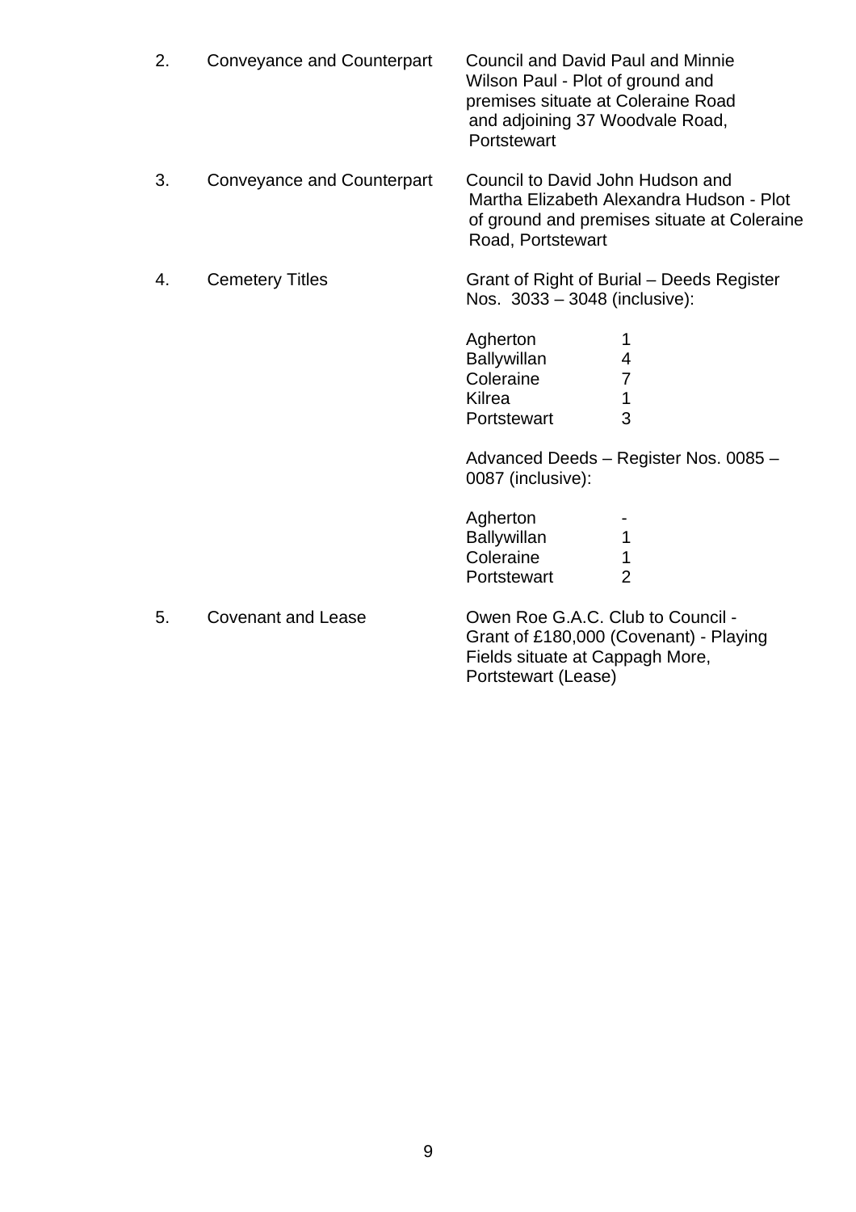2. Conveyance and Counterpart — Council and David Paul and Minnie Wilson Paul - Plot of ground and premises situate at Coleraine Road and adjoining 37 Woodvale Road, Portstewart

3. Conveyance and Counterpart — Council to David John Hudson and Martha Elizabeth Alexandra Hudson - Plot of ground and premises situate at Coleraine Road, Portstewart

4. Cemetery Titles — Grant of Right of Burial – Deeds Register Nos. 3033 – 3048 (inclusive):

| | |
|---|---|
| Agherton | 1 |
| Ballywillan | 4 |
| Coleraine | 7 |
| Kilrea | 1 |
| Portstewart | 3 |

Advanced Deeds – Register Nos. 0085 – 0087 (inclusive):

| | |
|---|---|
| Agherton | - |
| Ballywillan | 1 |
| Coleraine | 1 |
| Portstewart | 2 |

5. Covenant and Lease — Owen Roe G.A.C. Club to Council - Grant of £180,000 (Covenant) - Playing Fields situate at Cappagh More, Portstewart (Lease)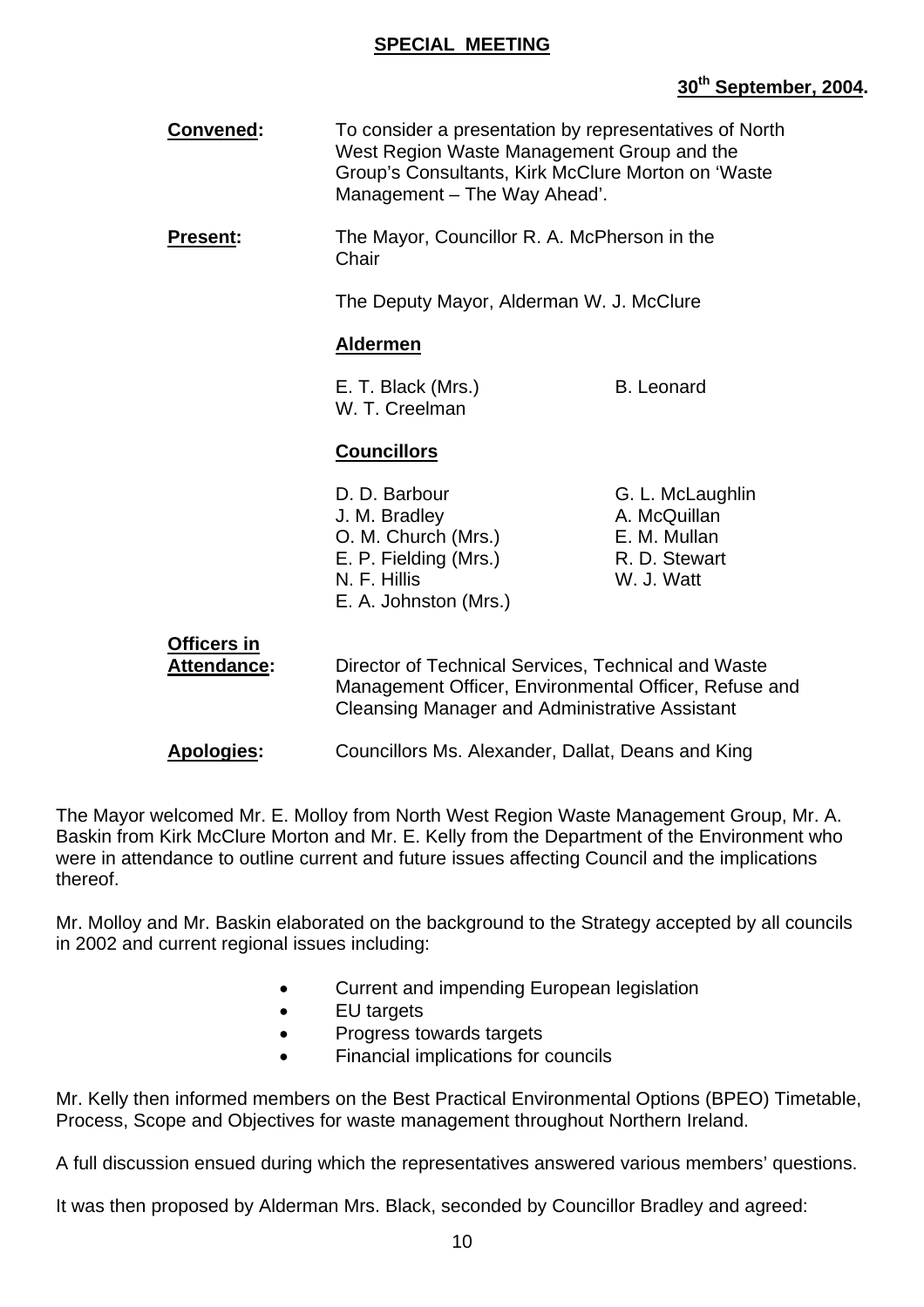**SPECIAL MEETING**

**30th September, 2004.**

**Convened:** To consider a presentation by representatives of North West Region Waste Management Group and the Group's Consultants, Kirk McClure Morton on 'Waste Management – The Way Ahead'.

**Present:** The Mayor, Councillor R. A. McPherson in the Chair

The Deputy Mayor, Alderman W. J. McClure

**Aldermen**

| | |
|---|---|
| E. T. Black (Mrs.) | B. Leonard |
| W. T. Creelman | |

**Councillors**

| | |
|---|---|
| D. D. Barbour | G. L. McLaughlin |
| J. M. Bradley | A. McQuillan |
| O. M. Church (Mrs.) | E. M. Mullan |
| E. P. Fielding (Mrs.) | R. D. Stewart |
| N. F. Hillis | W. J. Watt |
| E. A. Johnston (Mrs.) | |

**Officers in Attendance:** Director of Technical Services, Technical and Waste Management Officer, Environmental Officer, Refuse and Cleansing Manager and Administrative Assistant

**Apologies:** Councillors Ms. Alexander, Dallat, Deans and King

The Mayor welcomed Mr. E. Molloy from North West Region Waste Management Group, Mr. A. Baskin from Kirk McClure Morton and Mr. E. Kelly from the Department of the Environment who were in attendance to outline current and future issues affecting Council and the implications thereof.

Mr. Molloy and Mr. Baskin elaborated on the background to the Strategy accepted by all councils in 2002 and current regional issues including:

- Current and impending European legislation
- EU targets
- Progress towards targets
- Financial implications for councils

Mr. Kelly then informed members on the Best Practical Environmental Options (BPEO) Timetable, Process, Scope and Objectives for waste management throughout Northern Ireland.

A full discussion ensued during which the representatives answered various members' questions.

It was then proposed by Alderman Mrs. Black, seconded by Councillor Bradley and agreed: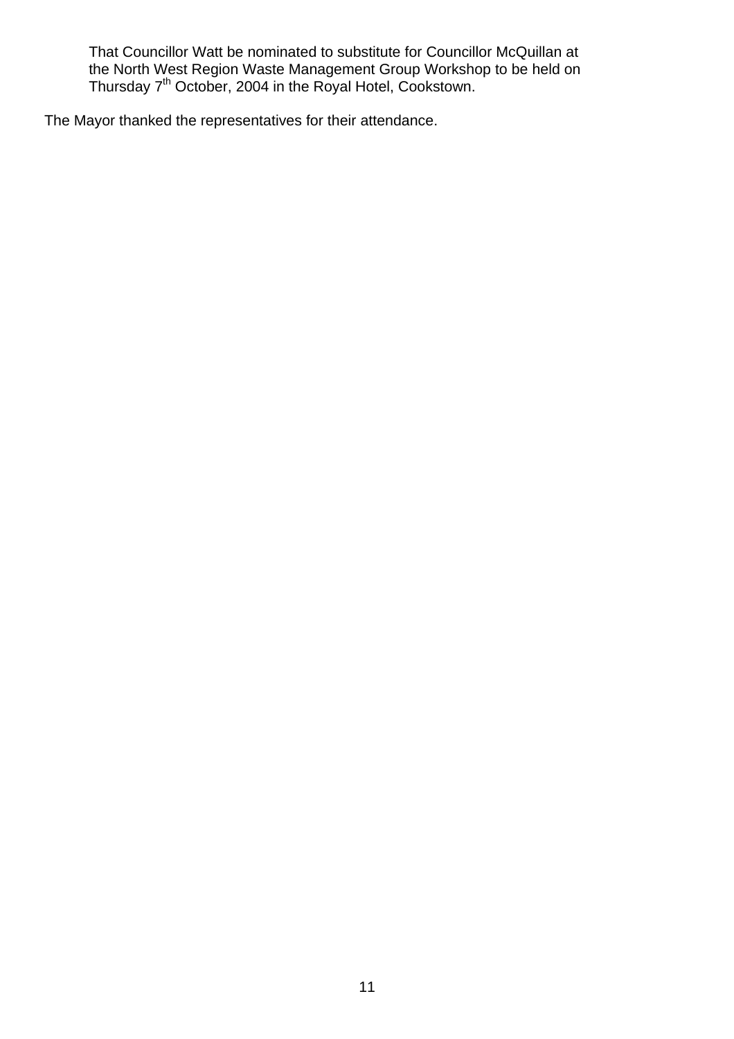That Councillor Watt be nominated to substitute for Councillor McQuillan at the North West Region Waste Management Group Workshop to be held on Thursday 7th October, 2004 in the Royal Hotel, Cookstown.

The Mayor thanked the representatives for their attendance.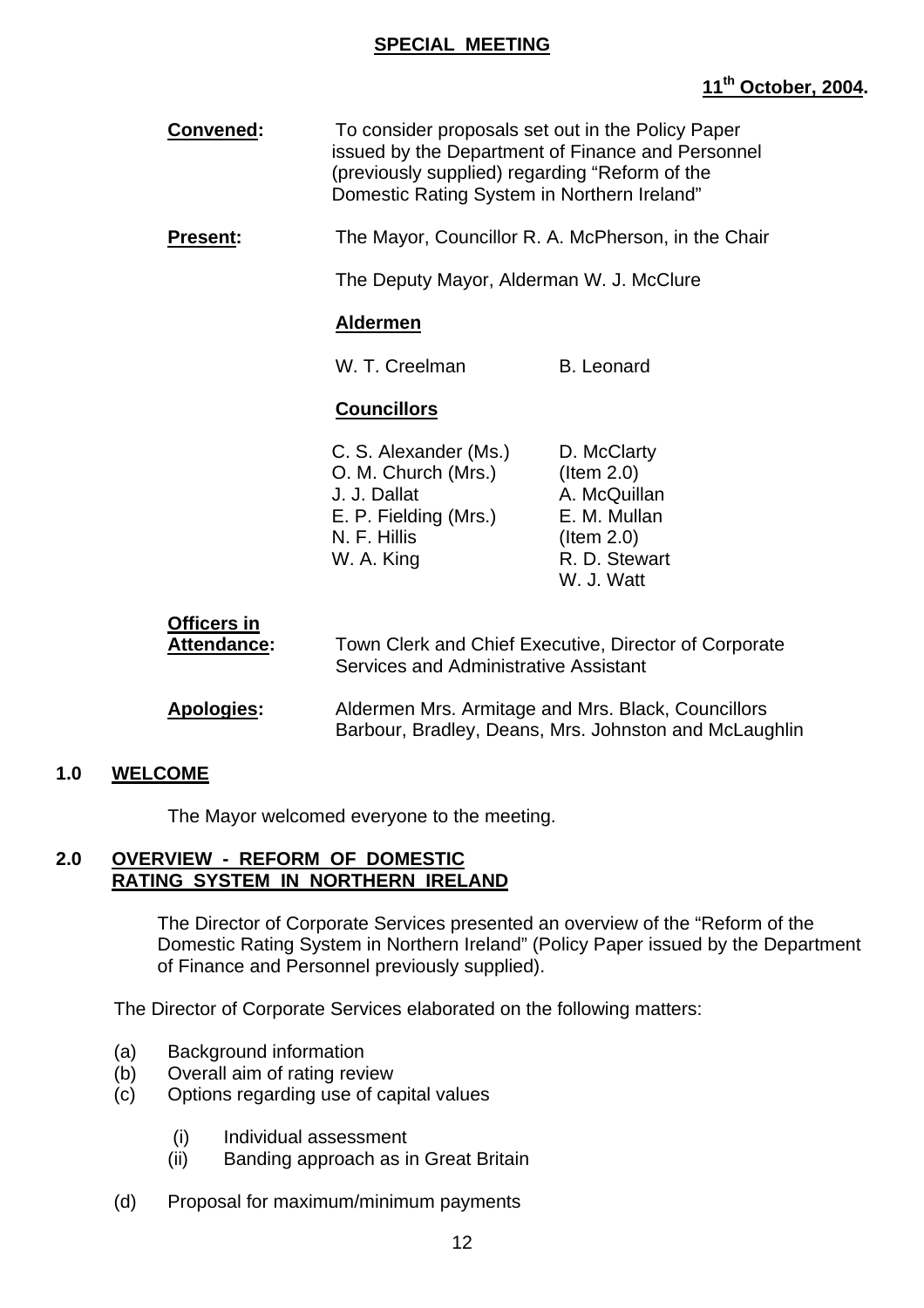**SPECIAL MEETING**

**11th October, 2004.**

**Convened:** To consider proposals set out in the Policy Paper issued by the Department of Finance and Personnel (previously supplied) regarding "Reform of the Domestic Rating System in Northern Ireland"

**Present:** The Mayor, Councillor R. A. McPherson, in the Chair

The Deputy Mayor, Alderman W. J. McClure

**Aldermen**

W. T. Creelman
B. Leonard

**Councillors**

C. S. Alexander (Ms.)
O. M. Church (Mrs.)
J. J. Dallat
E. P. Fielding (Mrs.)
N. F. Hillis
W. A. King
D. McClarty (Item 2.0)
A. McQuillan
E. M. Mullan (Item 2.0)
R. D. Stewart
W. J. Watt

**Officers in Attendance:** Town Clerk and Chief Executive, Director of Corporate Services and Administrative Assistant

**Apologies:** Aldermen Mrs. Armitage and Mrs. Black, Councillors Barbour, Bradley, Deans, Mrs. Johnston and McLaughlin

## 1.0 WELCOME

The Mayor welcomed everyone to the meeting.

## 2.0 OVERVIEW - REFORM OF DOMESTIC RATING SYSTEM IN NORTHERN IRELAND

The Director of Corporate Services presented an overview of the "Reform of the Domestic Rating System in Northern Ireland" (Policy Paper issued by the Department of Finance and Personnel previously supplied).

The Director of Corporate Services elaborated on the following matters:

(a) Background information
(b) Overall aim of rating review
(c) Options regarding use of capital values

  (i) Individual assessment
  (ii) Banding approach as in Great Britain

(d) Proposal for maximum/minimum payments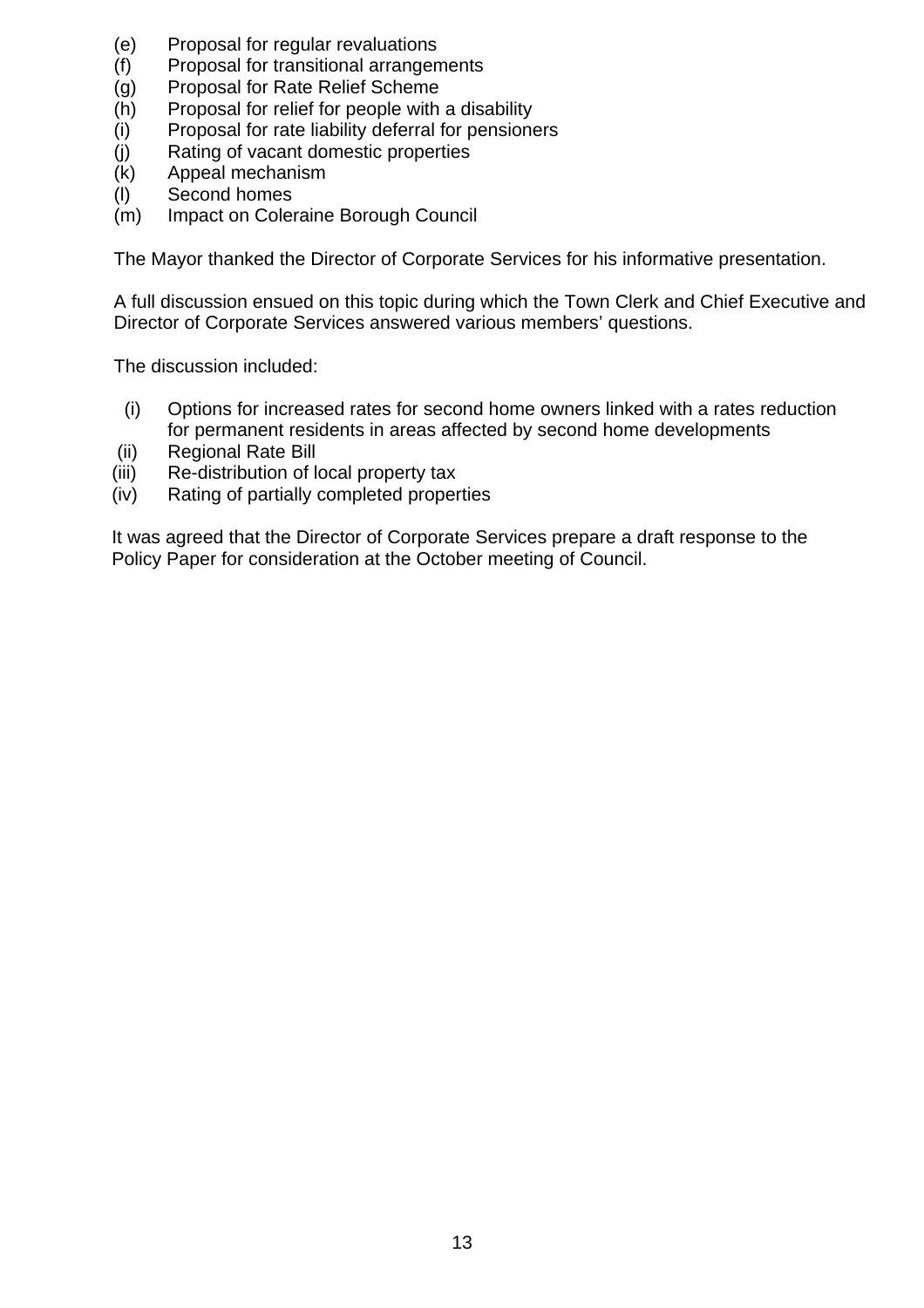(e) Proposal for regular revaluations
(f) Proposal for transitional arrangements
(g) Proposal for Rate Relief Scheme
(h) Proposal for relief for people with a disability
(i) Proposal for rate liability deferral for pensioners
(j) Rating of vacant domestic properties
(k) Appeal mechanism
(l) Second homes
(m) Impact on Coleraine Borough Council

The Mayor thanked the Director of Corporate Services for his informative presentation.

A full discussion ensued on this topic during which the Town Clerk and Chief Executive and Director of Corporate Services answered various members' questions.

The discussion included:

(i) Options for increased rates for second home owners linked with a rates reduction for permanent residents in areas affected by second home developments
(ii) Regional Rate Bill
(iii) Re-distribution of local property tax
(iv) Rating of partially completed properties

It was agreed that the Director of Corporate Services prepare a draft response to the Policy Paper for consideration at the October meeting of Council.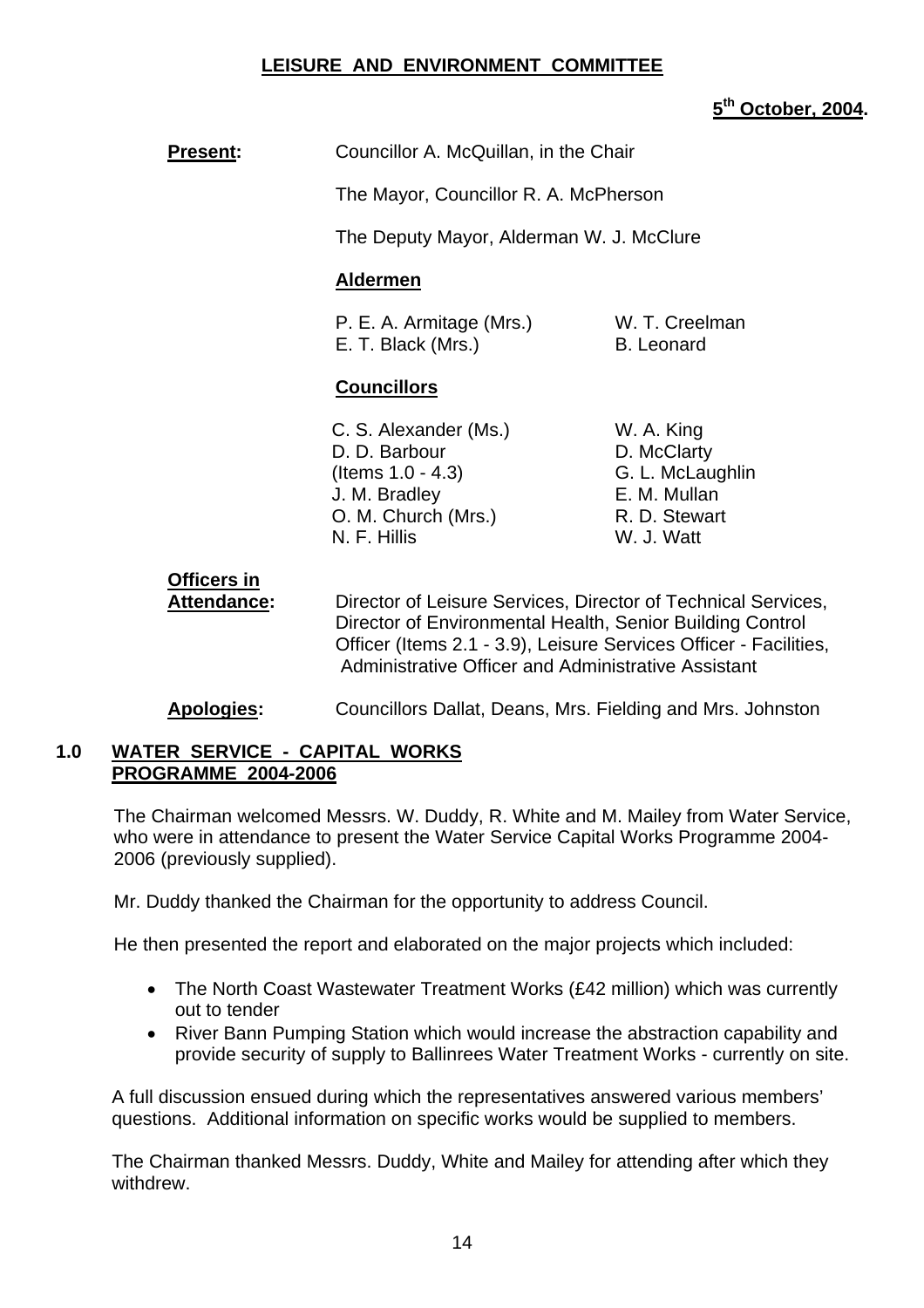# LEISURE AND ENVIRONMENT COMMITTEE

**5th October, 2004.**

**Present:** Councillor A. McQuillan, in the Chair

The Mayor, Councillor R. A. McPherson

The Deputy Mayor, Alderman W. J. McClure

**Aldermen**

| | |
|---|---|
| P. E. A. Armitage (Mrs.) | W. T. Creelman |
| E. T. Black (Mrs.) | B. Leonard |

**Councillors**

| | |
|---|---|
| C. S. Alexander (Ms.) | W. A. King |
| D. D. Barbour | D. McClarty |
| (Items 1.0 - 4.3) | G. L. McLaughlin |
| J. M. Bradley | E. M. Mullan |
| O. M. Church (Mrs.) | R. D. Stewart |
| N. F. Hillis | W. J. Watt |

**Officers in Attendance:** Director of Leisure Services, Director of Technical Services, Director of Environmental Health, Senior Building Control Officer (Items 2.1 - 3.9), Leisure Services Officer - Facilities, Administrative Officer and Administrative Assistant

**Apologies:** Councillors Dallat, Deans, Mrs. Fielding and Mrs. Johnston

## 1.0 WATER SERVICE - CAPITAL WORKS PROGRAMME 2004-2006

The Chairman welcomed Messrs. W. Duddy, R. White and M. Mailey from Water Service, who were in attendance to present the Water Service Capital Works Programme 2004-2006 (previously supplied).

Mr. Duddy thanked the Chairman for the opportunity to address Council.

He then presented the report and elaborated on the major projects which included:

- The North Coast Wastewater Treatment Works (£42 million) which was currently out to tender
- River Bann Pumping Station which would increase the abstraction capability and provide security of supply to Ballinrees Water Treatment Works - currently on site.

A full discussion ensued during which the representatives answered various members' questions. Additional information on specific works would be supplied to members.

The Chairman thanked Messrs. Duddy, White and Mailey for attending after which they withdrew.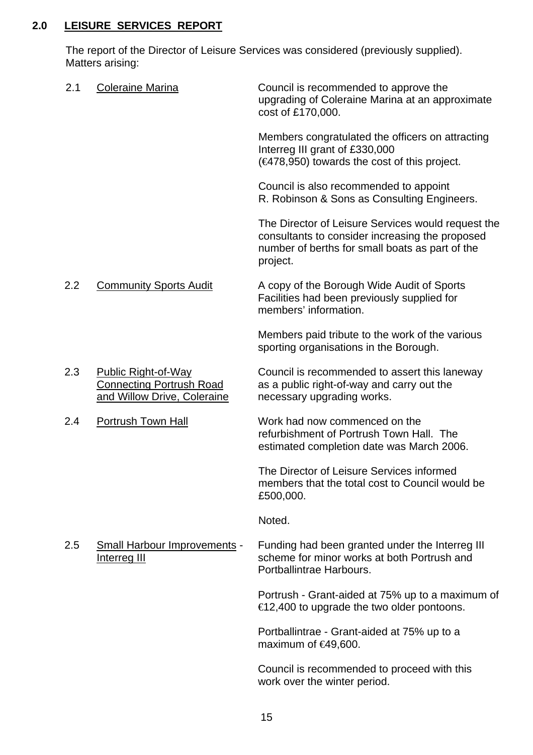## 2.0 LEISURE SERVICES REPORT

The report of the Director of Leisure Services was considered (previously supplied). Matters arising:

2.1 Coleraine Marina

Council is recommended to approve the upgrading of Coleraine Marina at an approximate cost of £170,000.

Members congratulated the officers on attracting Interreg III grant of £330,000 (€478,950) towards the cost of this project.

Council is also recommended to appoint R. Robinson & Sons as Consulting Engineers.

The Director of Leisure Services would request the consultants to consider increasing the proposed number of berths for small boats as part of the project.

2.2 Community Sports Audit

A copy of the Borough Wide Audit of Sports Facilities had been previously supplied for members' information.

Members paid tribute to the work of the various sporting organisations in the Borough.

2.3 Public Right-of-Way Connecting Portrush Road and Willow Drive, Coleraine

Council is recommended to assert this laneway as a public right-of-way and carry out the necessary upgrading works.

2.4 Portrush Town Hall

Work had now commenced on the refurbishment of Portrush Town Hall. The estimated completion date was March 2006.

The Director of Leisure Services informed members that the total cost to Council would be £500,000.

Noted.

2.5 Small Harbour Improvements - Interreg III

Funding had been granted under the Interreg III scheme for minor works at both Portrush and Portballintrae Harbours.

Portrush - Grant-aided at 75% up to a maximum of €12,400 to upgrade the two older pontoons.

Portballintrae - Grant-aided at 75% up to a maximum of €49,600.

Council is recommended to proceed with this work over the winter period.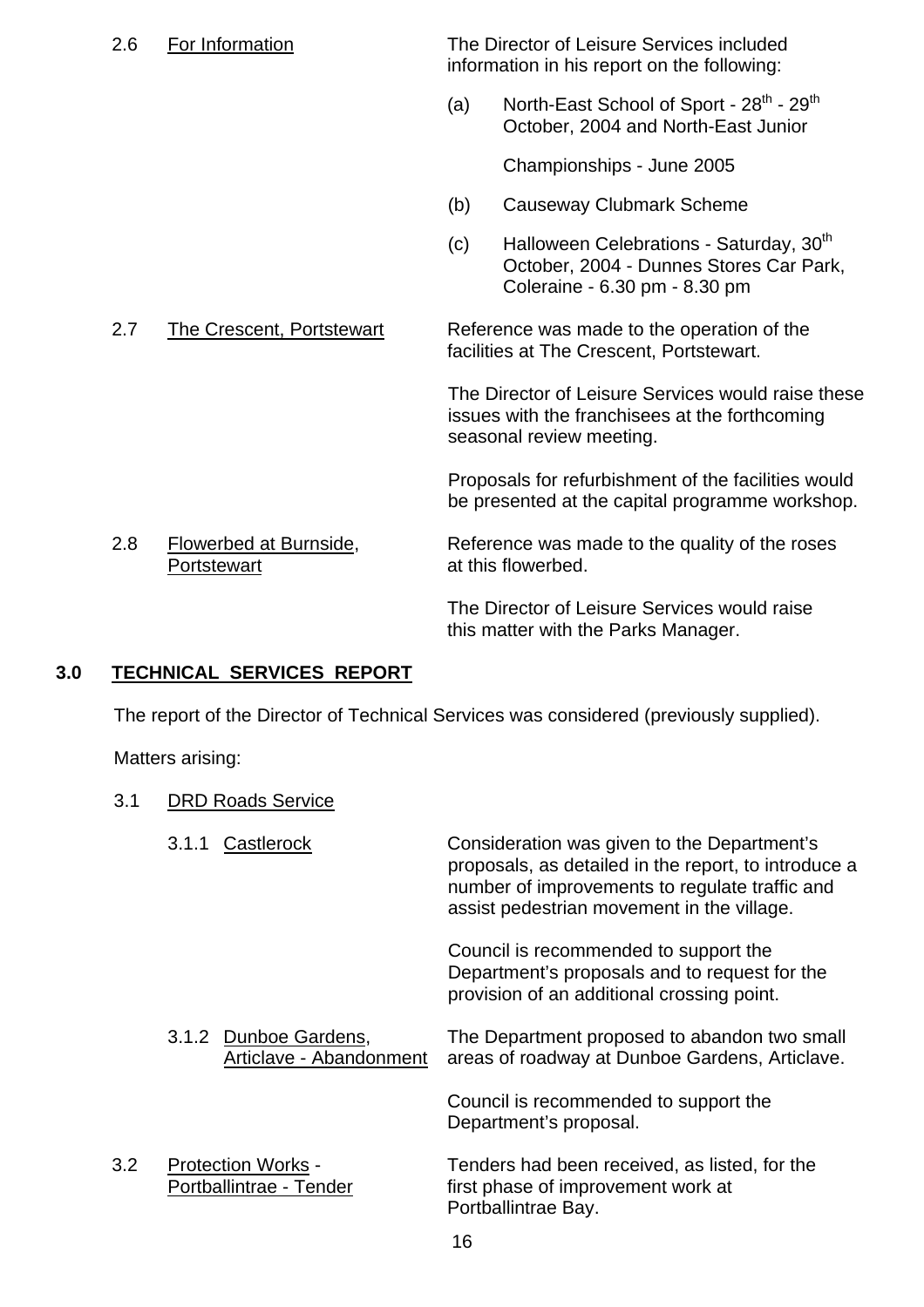2.6 <u>For Information</u>

The Director of Leisure Services included information in his report on the following:

(a) North-East School of Sport - 28th - 29th October, 2004 and North-East Junior

Championships - June 2005

(b) Causeway Clubmark Scheme

(c) Halloween Celebrations - Saturday, 30th October, 2004 - Dunnes Stores Car Park, Coleraine - 6.30 pm - 8.30 pm

2.7 <u>The Crescent, Portstewart</u>

Reference was made to the operation of the facilities at The Crescent, Portstewart.

The Director of Leisure Services would raise these issues with the franchisees at the forthcoming seasonal review meeting.

Proposals for refurbishment of the facilities would be presented at the capital programme workshop.

2.8 <u>Flowerbed at Burnside, Portstewart</u>

Reference was made to the quality of the roses at this flowerbed.

The Director of Leisure Services would raise this matter with the Parks Manager.

## 3.0 TECHNICAL SERVICES REPORT

The report of the Director of Technical Services was considered (previously supplied).

Matters arising:

3.1 <u>DRD Roads Service</u>

3.1.1 <u>Castlerock</u>

Consideration was given to the Department's proposals, as detailed in the report, to introduce a number of improvements to regulate traffic and assist pedestrian movement in the village.

Council is recommended to support the Department's proposals and to request for the provision of an additional crossing point.

3.1.2 <u>Dunboe Gardens, Articlave - Abandonment</u>

The Department proposed to abandon two small areas of roadway at Dunboe Gardens, Articlave.

Council is recommended to support the Department's proposal.

3.2 <u>Protection Works - Portballintrae - Tender</u>

Tenders had been received, as listed, for the first phase of improvement work at Portballintrae Bay.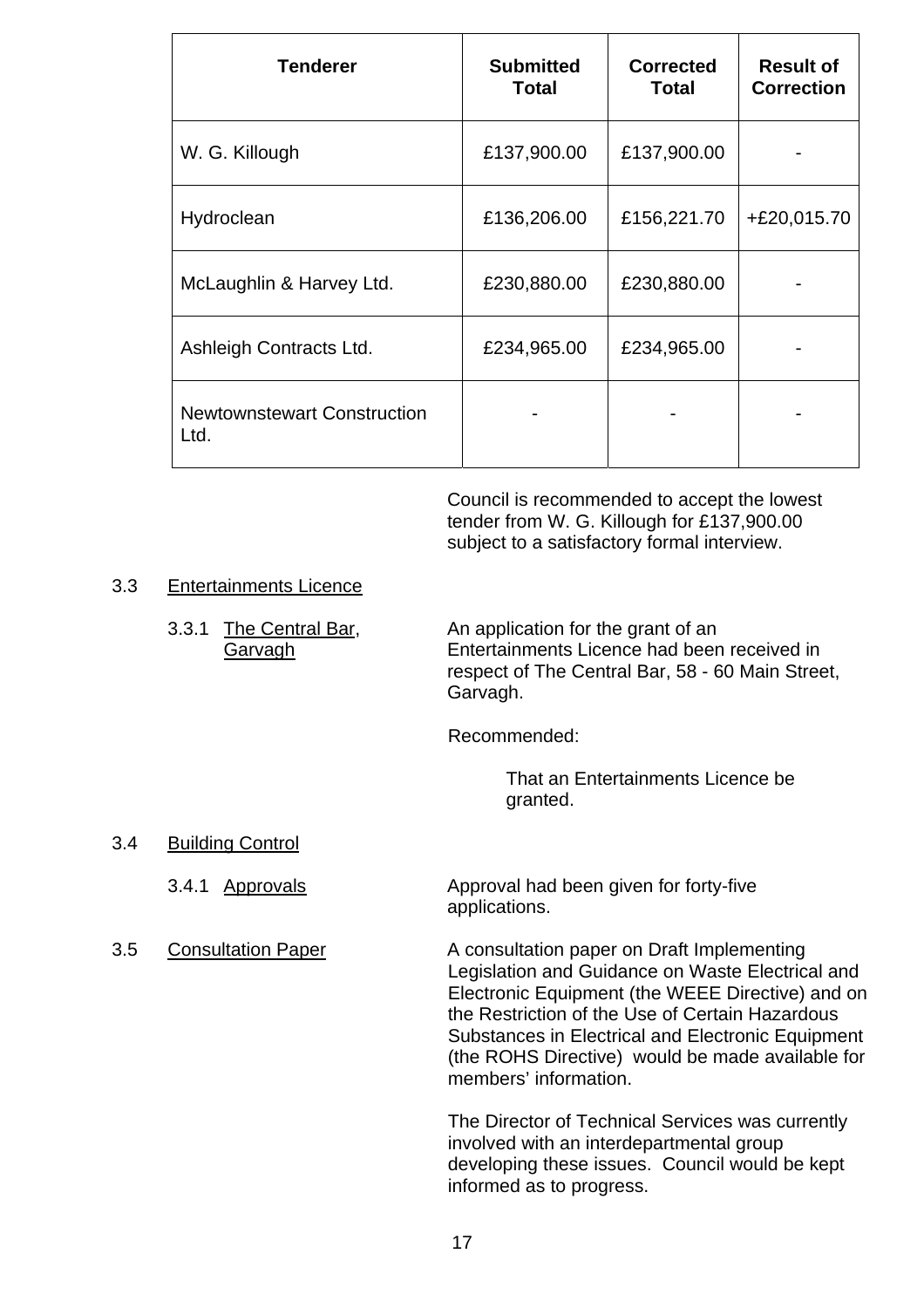| Tenderer | Submitted Total | Corrected Total | Result of Correction |
|---|---|---|---|
| W. G. Killough | £137,900.00 | £137,900.00 | - |
| Hydroclean | £136,206.00 | £156,221.70 | +£20,015.70 |
| McLaughlin & Harvey Ltd. | £230,880.00 | £230,880.00 | - |
| Ashleigh Contracts Ltd. | £234,965.00 | £234,965.00 | - |
| Newtownstewart Construction Ltd. | - | - | - |

Council is recommended to accept the lowest tender from W. G. Killough for £137,900.00 subject to a satisfactory formal interview.

3.3 Entertainments Licence

3.3.1 The Central Bar, Garvagh

An application for the grant of an Entertainments Licence had been received in respect of The Central Bar, 58 - 60 Main Street, Garvagh.

Recommended:

That an Entertainments Licence be granted.

3.4 Building Control

3.4.1 Approvals

Approval had been given for forty-five applications.

3.5 Consultation Paper

A consultation paper on Draft Implementing Legislation and Guidance on Waste Electrical and Electronic Equipment (the WEEE Directive) and on the Restriction of the Use of Certain Hazardous Substances in Electrical and Electronic Equipment (the ROHS Directive) would be made available for members' information.

The Director of Technical Services was currently involved with an interdepartmental group developing these issues. Council would be kept informed as to progress.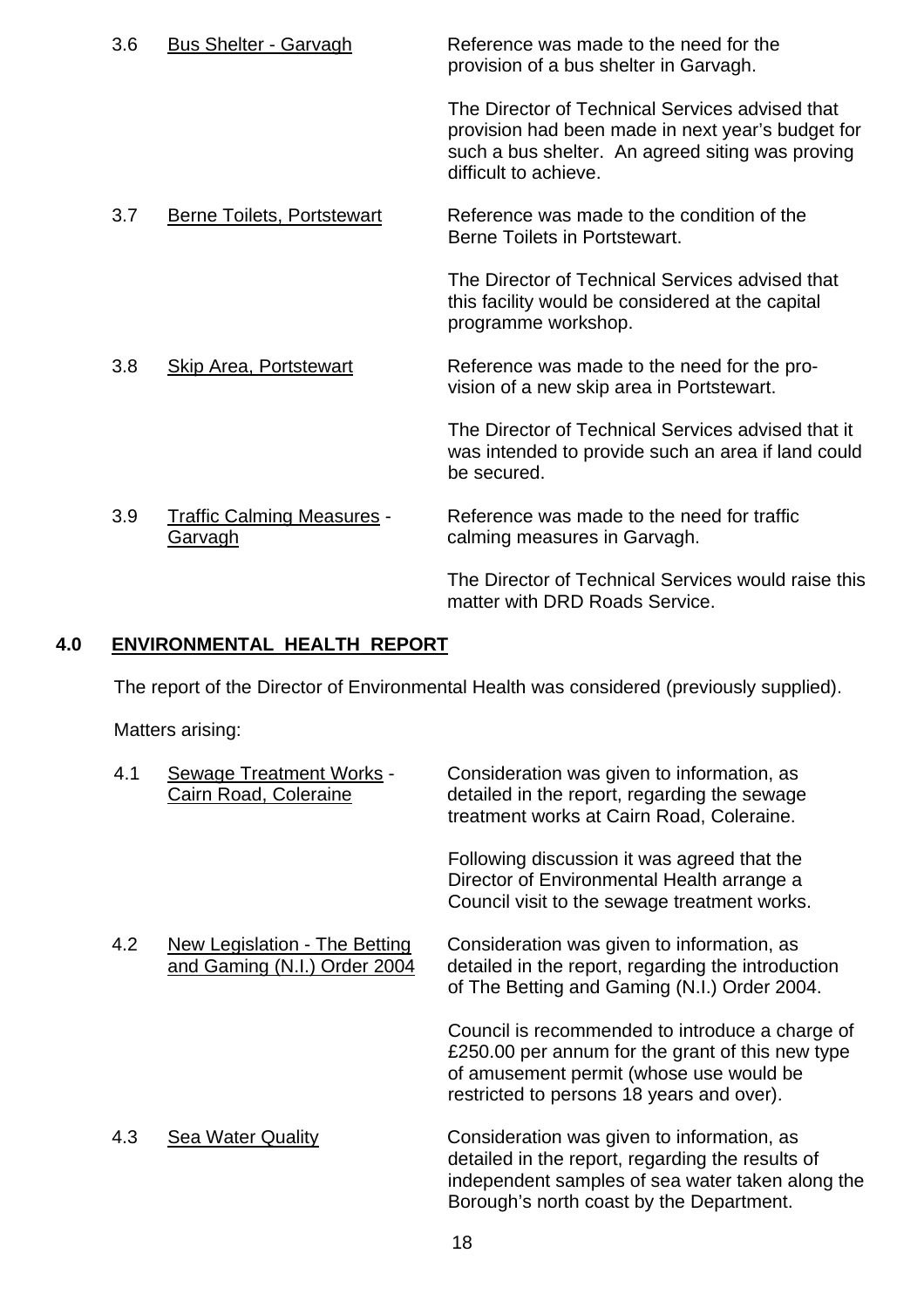3.6 <u>Bus Shelter - Garvagh</u>

Reference was made to the need for the provision of a bus shelter in Garvagh.

The Director of Technical Services advised that provision had been made in next year's budget for such a bus shelter. An agreed siting was proving difficult to achieve.

3.7 <u>Berne Toilets, Portstewart</u>

Reference was made to the condition of the Berne Toilets in Portstewart.

The Director of Technical Services advised that this facility would be considered at the capital programme workshop.

3.8 <u>Skip Area, Portstewart</u>

Reference was made to the need for the provision of a new skip area in Portstewart.

The Director of Technical Services advised that it was intended to provide such an area if land could be secured.

3.9 <u>Traffic Calming Measures - Garvagh</u>

Reference was made to the need for traffic calming measures in Garvagh.

The Director of Technical Services would raise this matter with DRD Roads Service.

## 4.0 ENVIRONMENTAL HEALTH REPORT

The report of the Director of Environmental Health was considered (previously supplied).

Matters arising:

4.1 <u>Sewage Treatment Works - Cairn Road, Coleraine</u>

Consideration was given to information, as detailed in the report, regarding the sewage treatment works at Cairn Road, Coleraine.

Following discussion it was agreed that the Director of Environmental Health arrange a Council visit to the sewage treatment works.

4.2 <u>New Legislation - The Betting and Gaming (N.I.) Order 2004</u>

Consideration was given to information, as detailed in the report, regarding the introduction of The Betting and Gaming (N.I.) Order 2004.

Council is recommended to introduce a charge of £250.00 per annum for the grant of this new type of amusement permit (whose use would be restricted to persons 18 years and over).

4.3 <u>Sea Water Quality</u>

Consideration was given to information, as detailed in the report, regarding the results of independent samples of sea water taken along the Borough's north coast by the Department.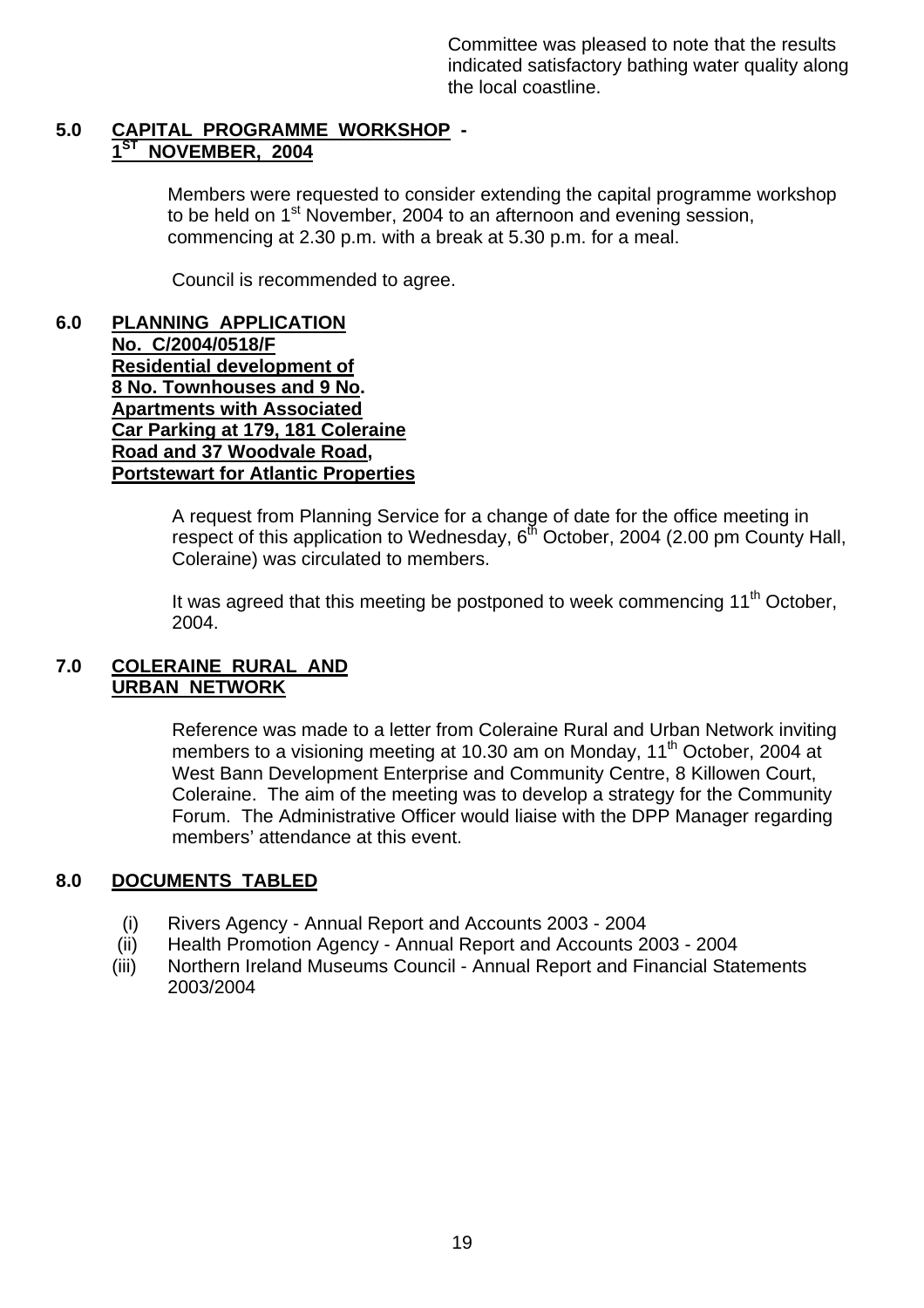Committee was pleased to note that the results indicated satisfactory bathing water quality along the local coastline.

**5.0 CAPITAL PROGRAMME WORKSHOP - 1ST NOVEMBER, 2004**

Members were requested to consider extending the capital programme workshop to be held on 1st November, 2004 to an afternoon and evening session, commencing at 2.30 p.m. with a break at 5.30 p.m. for a meal.

Council is recommended to agree.

**6.0 PLANNING APPLICATION No. C/2004/0518/F Residential development of 8 No. Townhouses and 9 No. Apartments with Associated Car Parking at 179, 181 Coleraine Road and 37 Woodvale Road, Portstewart for Atlantic Properties**

A request from Planning Service for a change of date for the office meeting in respect of this application to Wednesday, 6th October, 2004 (2.00 pm County Hall, Coleraine) was circulated to members.

It was agreed that this meeting be postponed to week commencing 11th October, 2004.

**7.0 COLERAINE RURAL AND URBAN NETWORK**

Reference was made to a letter from Coleraine Rural and Urban Network inviting members to a visioning meeting at 10.30 am on Monday, 11th October, 2004 at West Bann Development Enterprise and Community Centre, 8 Killowen Court, Coleraine. The aim of the meeting was to develop a strategy for the Community Forum. The Administrative Officer would liaise with the DPP Manager regarding members' attendance at this event.

**8.0 DOCUMENTS TABLED**

(i) Rivers Agency - Annual Report and Accounts 2003 - 2004
(ii) Health Promotion Agency - Annual Report and Accounts 2003 - 2004
(iii) Northern Ireland Museums Council - Annual Report and Financial Statements 2003/2004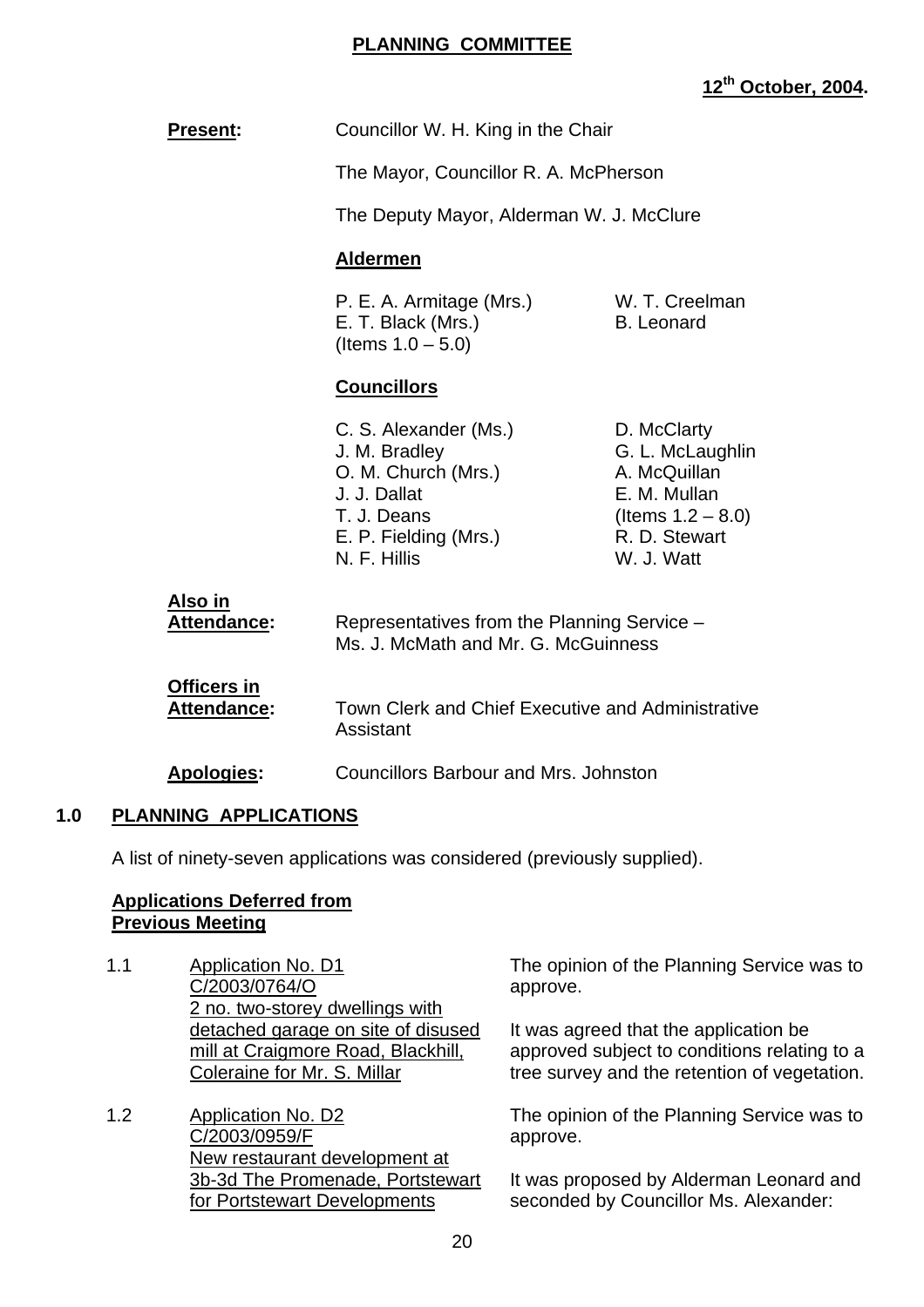**PLANNING COMMITTEE**

**12th October, 2004.**

**Present:** Councillor W. H. King in the Chair

The Mayor, Councillor R. A. McPherson

The Deputy Mayor, Alderman W. J. McClure

**Aldermen**

P. E. A. Armitage (Mrs.)
E. T. Black (Mrs.) (Items 1.0 – 5.0)
W. T. Creelman
B. Leonard

**Councillors**

C. S. Alexander (Ms.)
J. M. Bradley
O. M. Church (Mrs.)
J. J. Dallat
T. J. Deans
E. P. Fielding (Mrs.)
N. F. Hillis
D. McClarty
G. L. McLaughlin
A. McQuillan
E. M. Mullan (Items 1.2 – 8.0)
R. D. Stewart
W. J. Watt

**Also in Attendance:** Representatives from the Planning Service – Ms. J. McMath and Mr. G. McGuinness

**Officers in Attendance:** Town Clerk and Chief Executive and Administrative Assistant

**Apologies:** Councillors Barbour and Mrs. Johnston

## 1.0 PLANNING APPLICATIONS

A list of ninety-seven applications was considered (previously supplied).

**Applications Deferred from Previous Meeting**

1.1 Application No. D1
C/2003/0764/O
2 no. two-storey dwellings with detached garage on site of disused mill at Craigmore Road, Blackhill, Coleraine for Mr. S. Millar

The opinion of the Planning Service was to approve.

It was agreed that the application be approved subject to conditions relating to a tree survey and the retention of vegetation.

1.2 Application No. D2
C/2003/0959/F
New restaurant development at 3b-3d The Promenade, Portstewart for Portstewart Developments

The opinion of the Planning Service was to approve.

It was proposed by Alderman Leonard and seconded by Councillor Ms. Alexander: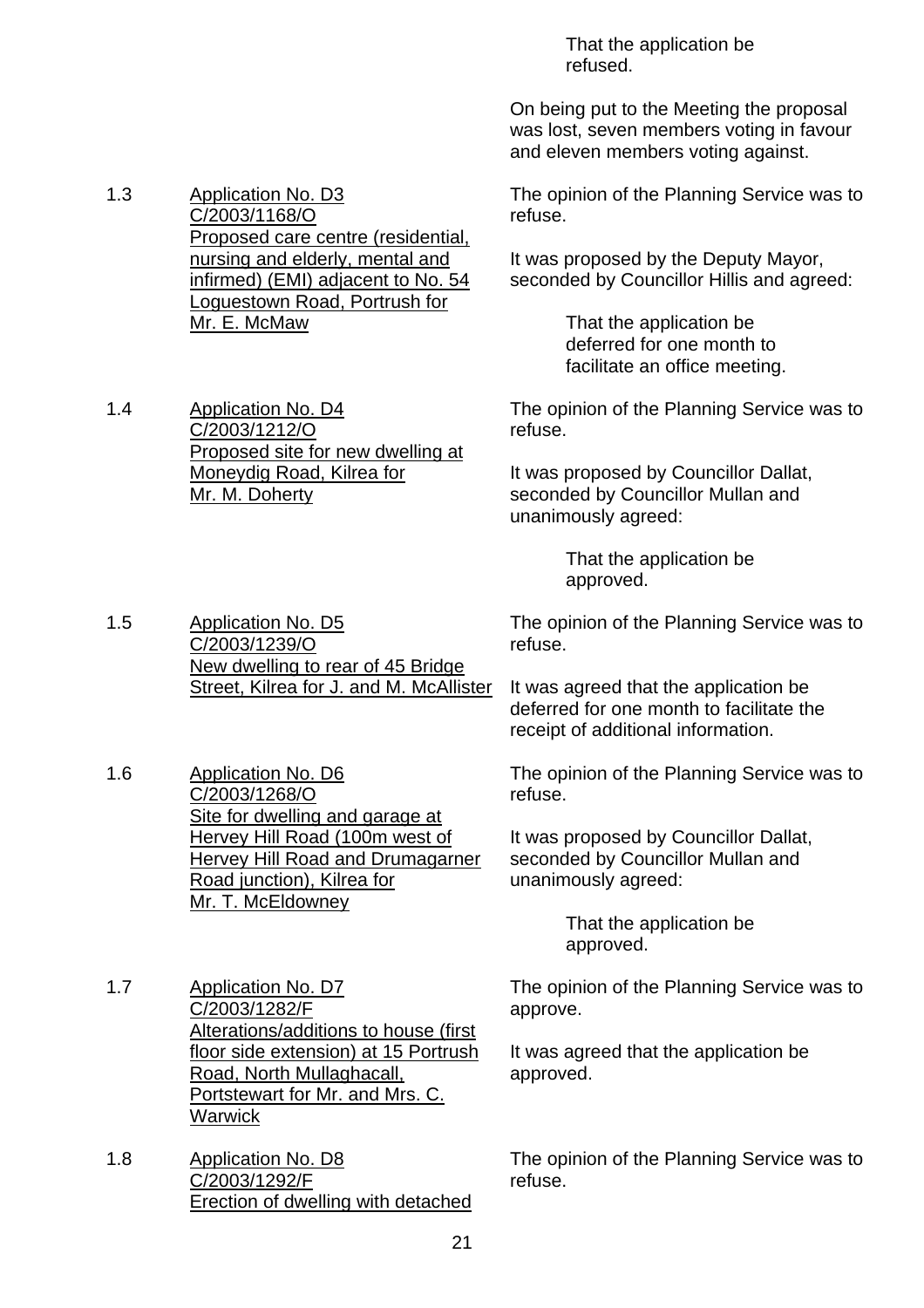That the application be refused.

On being put to the Meeting the proposal was lost, seven members voting in favour and eleven members voting against.

1.3 Application No. D3
C/2003/1168/O
Proposed care centre (residential, nursing and elderly, mental and infirmed) (EMI) adjacent to No. 54 Loguestown Road, Portrush for Mr. E. McMaw

The opinion of the Planning Service was to refuse.

It was proposed by the Deputy Mayor, seconded by Councillor Hillis and agreed:

> That the application be deferred for one month to facilitate an office meeting.

1.4 Application No. D4
C/2003/1212/O
Proposed site for new dwelling at Moneydig Road, Kilrea for Mr. M. Doherty

The opinion of the Planning Service was to refuse.

It was proposed by Councillor Dallat, seconded by Councillor Mullan and unanimously agreed:

> That the application be approved.

1.5 Application No. D5
C/2003/1239/O
New dwelling to rear of 45 Bridge Street, Kilrea for J. and M. McAllister

The opinion of the Planning Service was to refuse.

It was agreed that the application be deferred for one month to facilitate the receipt of additional information.

1.6 Application No. D6
C/2003/1268/O
Site for dwelling and garage at Hervey Hill Road (100m west of Hervey Hill Road and Drumagarner Road junction), Kilrea for Mr. T. McEldowney

The opinion of the Planning Service was to refuse.

It was proposed by Councillor Dallat, seconded by Councillor Mullan and unanimously agreed:

> That the application be approved.

1.7 Application No. D7
C/2003/1282/F
Alterations/additions to house (first floor side extension) at 15 Portrush Road, North Mullaghacall, Portstewart for Mr. and Mrs. C. Warwick

The opinion of the Planning Service was to approve.

It was agreed that the application be approved.

1.8 Application No. D8
C/2003/1292/F
Erection of dwelling with detached

The opinion of the Planning Service was to refuse.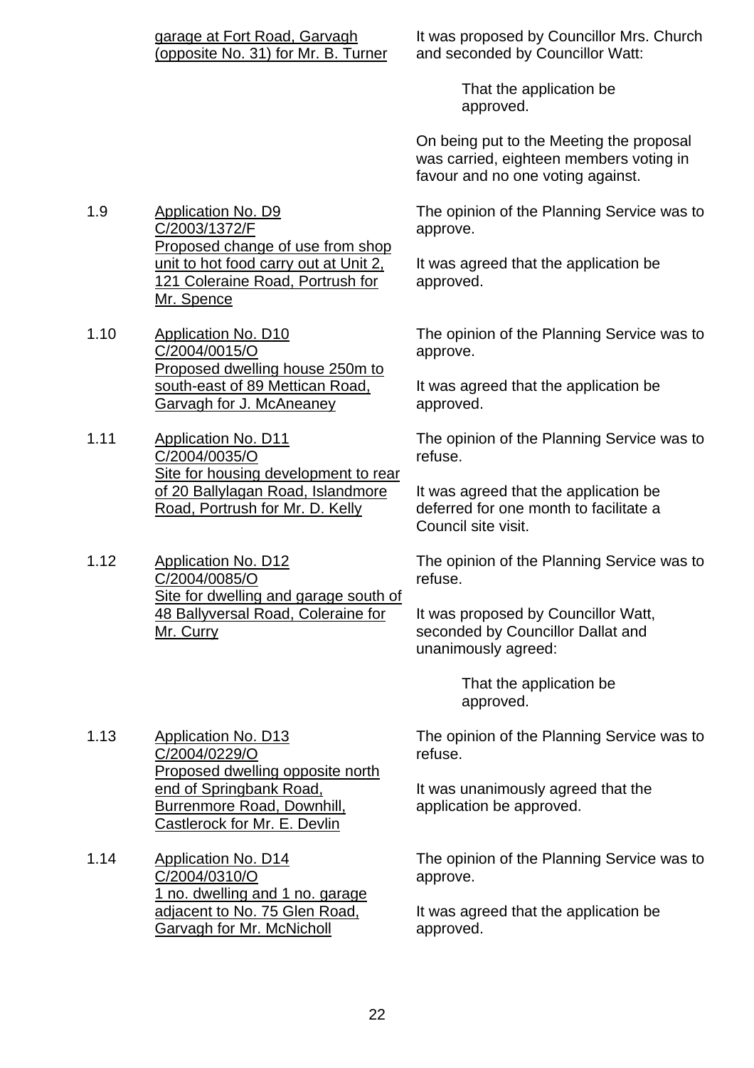garage at Fort Road, Garvagh (opposite No. 31) for Mr. B. Turner

It was proposed by Councillor Mrs. Church and seconded by Councillor Watt:

> That the application be approved.

On being put to the Meeting the proposal was carried, eighteen members voting in favour and no one voting against.

1.9 Application No. D9 C/2003/1372/F Proposed change of use from shop unit to hot food carry out at Unit 2, 121 Coleraine Road, Portrush for Mr. Spence

The opinion of the Planning Service was to approve.

It was agreed that the application be approved.

1.10 Application No. D10 C/2004/0015/O Proposed dwelling house 250m to south-east of 89 Mettican Road, Garvagh for J. McAneaney

The opinion of the Planning Service was to approve.

It was agreed that the application be approved.

1.11 Application No. D11 C/2004/0035/O Site for housing development to rear of 20 Ballylagan Road, Islandmore Road, Portrush for Mr. D. Kelly

The opinion of the Planning Service was to refuse.

It was agreed that the application be deferred for one month to facilitate a Council site visit.

1.12 Application No. D12 C/2004/0085/O Site for dwelling and garage south of 48 Ballyversal Road, Coleraine for Mr. Curry

The opinion of the Planning Service was to refuse.

It was proposed by Councillor Watt, seconded by Councillor Dallat and unanimously agreed:

> That the application be approved.

1.13 Application No. D13 C/2004/0229/O Proposed dwelling opposite north end of Springbank Road, Burrenmore Road, Downhill, Castlerock for Mr. E. Devlin

The opinion of the Planning Service was to refuse.

It was unanimously agreed that the application be approved.

1.14 Application No. D14 C/2004/0310/O 1 no. dwelling and 1 no. garage adjacent to No. 75 Glen Road, Garvagh for Mr. McNicholl

The opinion of the Planning Service was to approve.

It was agreed that the application be approved.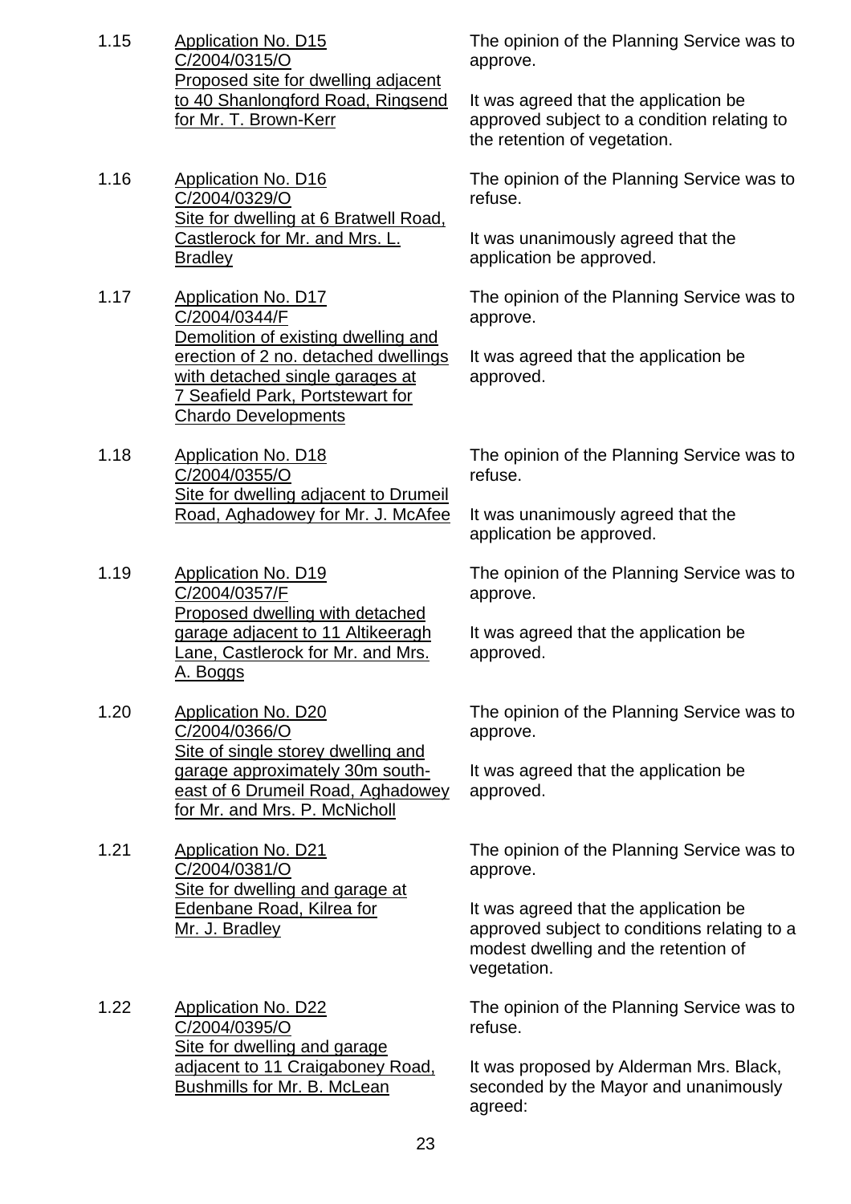1.15 Application No. D15
C/2004/0315/O
Proposed site for dwelling adjacent to 40 Shanlongford Road, Ringsend for Mr. T. Brown-Kerr

The opinion of the Planning Service was to approve.

It was agreed that the application be approved subject to a condition relating to the retention of vegetation.

1.16 Application No. D16
C/2004/0329/O
Site for dwelling at 6 Bratwell Road, Castlerock for Mr. and Mrs. L. Bradley

The opinion of the Planning Service was to refuse.

It was unanimously agreed that the application be approved.

1.17 Application No. D17
C/2004/0344/F
Demolition of existing dwelling and erection of 2 no. detached dwellings with detached single garages at 7 Seafield Park, Portstewart for Chardo Developments

The opinion of the Planning Service was to approve.

It was agreed that the application be approved.

1.18 Application No. D18
C/2004/0355/O
Site for dwelling adjacent to Drumeil Road, Aghadowey for Mr. J. McAfee

The opinion of the Planning Service was to refuse.

It was unanimously agreed that the application be approved.

1.19 Application No. D19
C/2004/0357/F
Proposed dwelling with detached garage adjacent to 11 Altikeeragh Lane, Castlerock for Mr. and Mrs. A. Boggs

The opinion of the Planning Service was to approve.

It was agreed that the application be approved.

1.20 Application No. D20
C/2004/0366/O
Site of single storey dwelling and garage approximately 30m south-east of 6 Drumeil Road, Aghadowey for Mr. and Mrs. P. McNicholl

The opinion of the Planning Service was to approve.

It was agreed that the application be approved.

1.21 Application No. D21
C/2004/0381/O
Site for dwelling and garage at Edenbane Road, Kilrea for Mr. J. Bradley

The opinion of the Planning Service was to approve.

It was agreed that the application be approved subject to conditions relating to a modest dwelling and the retention of vegetation.

1.22 Application No. D22
C/2004/0395/O
Site for dwelling and garage adjacent to 11 Craigaboney Road, Bushmills for Mr. B. McLean

The opinion of the Planning Service was to refuse.

It was proposed by Alderman Mrs. Black, seconded by the Mayor and unanimously agreed: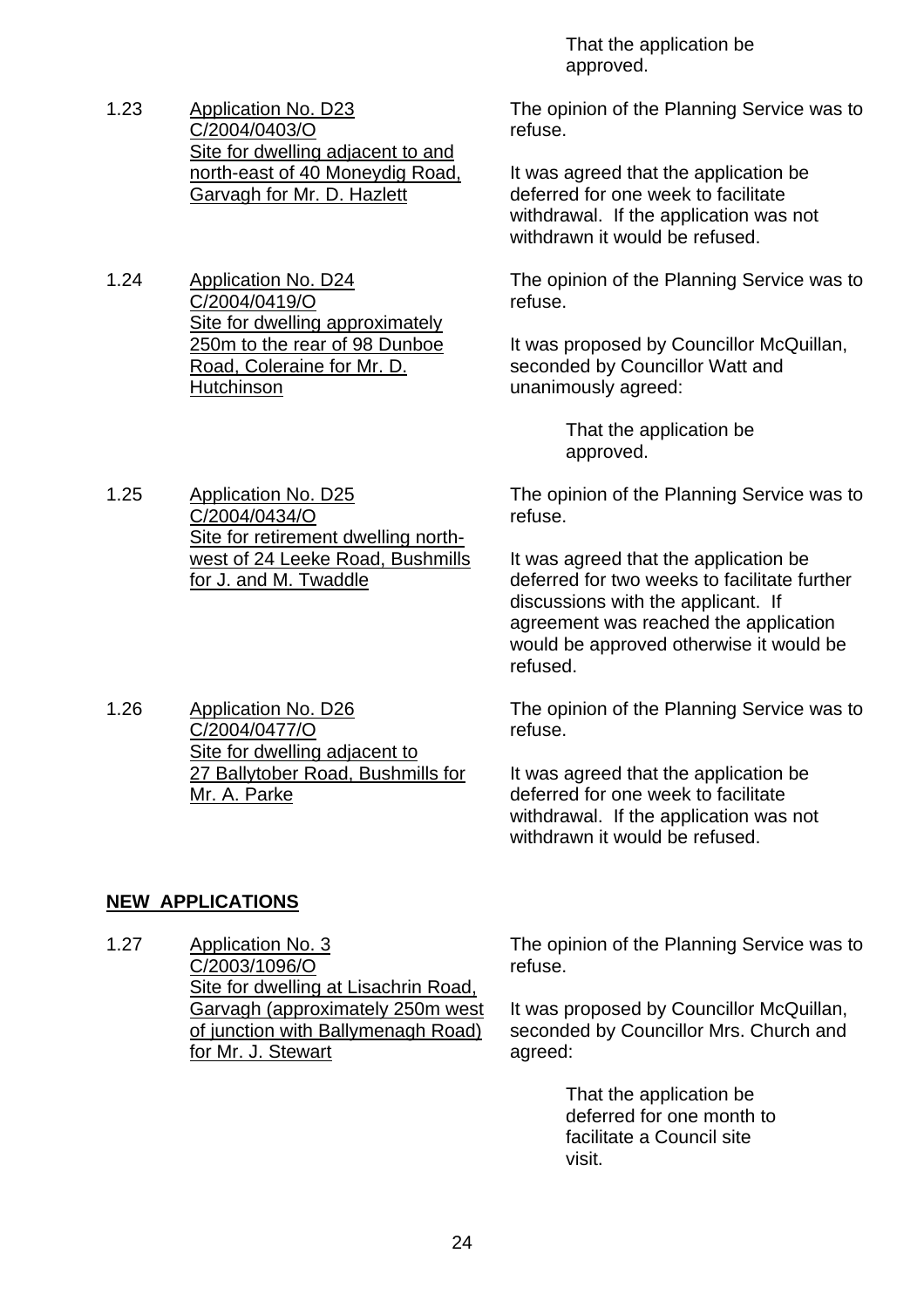That the application be approved.

1.23 Application No. D23 C/2004/0403/O Site for dwelling adjacent to and north-east of 40 Moneydig Road, Garvagh for Mr. D. Hazlett

The opinion of the Planning Service was to refuse.

It was agreed that the application be deferred for one week to facilitate withdrawal. If the application was not withdrawn it would be refused.

1.24 Application No. D24 C/2004/0419/O Site for dwelling approximately 250m to the rear of 98 Dunboe Road, Coleraine for Mr. D. Hutchinson

The opinion of the Planning Service was to refuse.

It was proposed by Councillor McQuillan, seconded by Councillor Watt and unanimously agreed:

> That the application be approved.

1.25 Application No. D25 C/2004/0434/O Site for retirement dwelling north-west of 24 Leeke Road, Bushmills for J. and M. Twaddle

The opinion of the Planning Service was to refuse.

It was agreed that the application be deferred for two weeks to facilitate further discussions with the applicant. If agreement was reached the application would be approved otherwise it would be refused.

1.26 Application No. D26 C/2004/0477/O Site for dwelling adjacent to 27 Ballytober Road, Bushmills for Mr. A. Parke

The opinion of the Planning Service was to refuse.

It was agreed that the application be deferred for one week to facilitate withdrawal. If the application was not withdrawn it would be refused.

## NEW APPLICATIONS

1.27 Application No. 3 C/2003/1096/O Site for dwelling at Lisachrin Road, Garvagh (approximately 250m west of junction with Ballymenagh Road) for Mr. J. Stewart

The opinion of the Planning Service was to refuse.

It was proposed by Councillor McQuillan, seconded by Councillor Mrs. Church and agreed:

> That the application be deferred for one month to facilitate a Council site visit.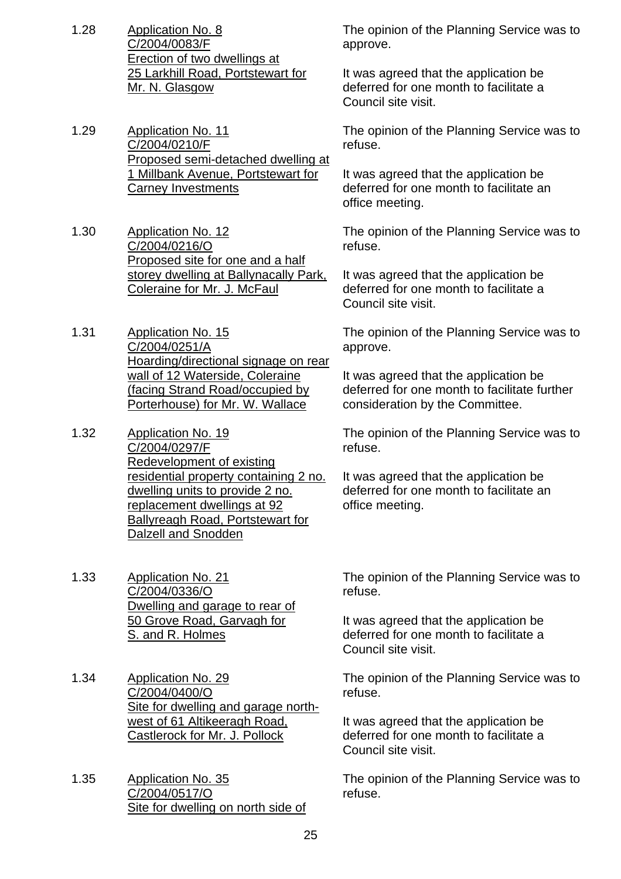1.28 <u>Application No. 8<br>C/2004/0083/F<br>Erection of two dwellings at 25 Larkhill Road, Portstewart for Mr. N. Glasgow</u>

The opinion of the Planning Service was to approve.

It was agreed that the application be deferred for one month to facilitate a Council site visit.

1.29 <u>Application No. 11<br>C/2004/0210/F<br>Proposed semi-detached dwelling at 1 Millbank Avenue, Portstewart for Carney Investments</u>

The opinion of the Planning Service was to refuse.

It was agreed that the application be deferred for one month to facilitate an office meeting.

1.30 <u>Application No. 12<br>C/2004/0216/O<br>Proposed site for one and a half storey dwelling at Ballynacally Park, Coleraine for Mr. J. McFaul</u>

The opinion of the Planning Service was to refuse.

It was agreed that the application be deferred for one month to facilitate a Council site visit.

1.31 <u>Application No. 15<br>C/2004/0251/A<br>Hoarding/directional signage on rear wall of 12 Waterside, Coleraine (facing Strand Road/occupied by Porterhouse) for Mr. W. Wallace</u>

The opinion of the Planning Service was to approve.

It was agreed that the application be deferred for one month to facilitate further consideration by the Committee.

1.32 <u>Application No. 19<br>C/2004/0297/F<br>Redevelopment of existing residential property containing 2 no. dwelling units to provide 2 no. replacement dwellings at 92 Ballyreagh Road, Portstewart for Dalzell and Snodden</u>

The opinion of the Planning Service was to refuse.

It was agreed that the application be deferred for one month to facilitate an office meeting.

1.33 <u>Application No. 21<br>C/2004/0336/O<br>Dwelling and garage to rear of 50 Grove Road, Garvagh for S. and R. Holmes</u>

The opinion of the Planning Service was to refuse.

It was agreed that the application be deferred for one month to facilitate a Council site visit.

1.34 <u>Application No. 29<br>C/2004/0400/O<br>Site for dwelling and garage north-west of 61 Altikeeragh Road, Castlerock for Mr. J. Pollock</u>

The opinion of the Planning Service was to refuse.

It was agreed that the application be deferred for one month to facilitate a Council site visit.

1.35 <u>Application No. 35<br>C/2004/0517/O<br>Site for dwelling on north side of</u>

The opinion of the Planning Service was to refuse.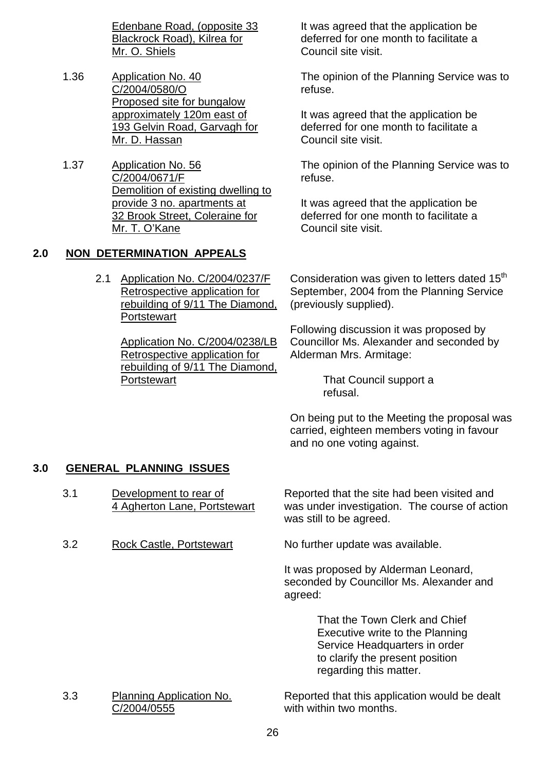Edenbane Road, (opposite 33 Blackrock Road), Kilrea for Mr. O. Shiels

It was agreed that the application be deferred for one month to facilitate a Council site visit.

1.36 Application No. 40 C/2004/0580/O Proposed site for bungalow approximately 120m east of 193 Gelvin Road, Garvagh for Mr. D. Hassan

The opinion of the Planning Service was to refuse.

It was agreed that the application be deferred for one month to facilitate a Council site visit.

1.37 Application No. 56 C/2004/0671/F Demolition of existing dwelling to provide 3 no. apartments at 32 Brook Street, Coleraine for Mr. T. O'Kane

The opinion of the Planning Service was to refuse.

It was agreed that the application be deferred for one month to facilitate a Council site visit.

## 2.0 NON DETERMINATION APPEALS

2.1 Application No. C/2004/0237/F Retrospective application for rebuilding of 9/11 The Diamond, Portstewart

Application No. C/2004/0238/LB Retrospective application for rebuilding of 9/11 The Diamond, Portstewart

Consideration was given to letters dated 15th September, 2004 from the Planning Service (previously supplied).

Following discussion it was proposed by Councillor Ms. Alexander and seconded by Alderman Mrs. Armitage:

> That Council support a refusal.

On being put to the Meeting the proposal was carried, eighteen members voting in favour and no one voting against.

## 3.0 GENERAL PLANNING ISSUES

3.1 Development to rear of 4 Agherton Lane, Portstewart

Reported that the site had been visited and was under investigation. The course of action was still to be agreed.

3.2 Rock Castle, Portstewart

No further update was available.

It was proposed by Alderman Leonard, seconded by Councillor Ms. Alexander and agreed:

> That the Town Clerk and Chief Executive write to the Planning Service Headquarters in order to clarify the present position regarding this matter.

3.3 Planning Application No. C/2004/0555

Reported that this application would be dealt with within two months.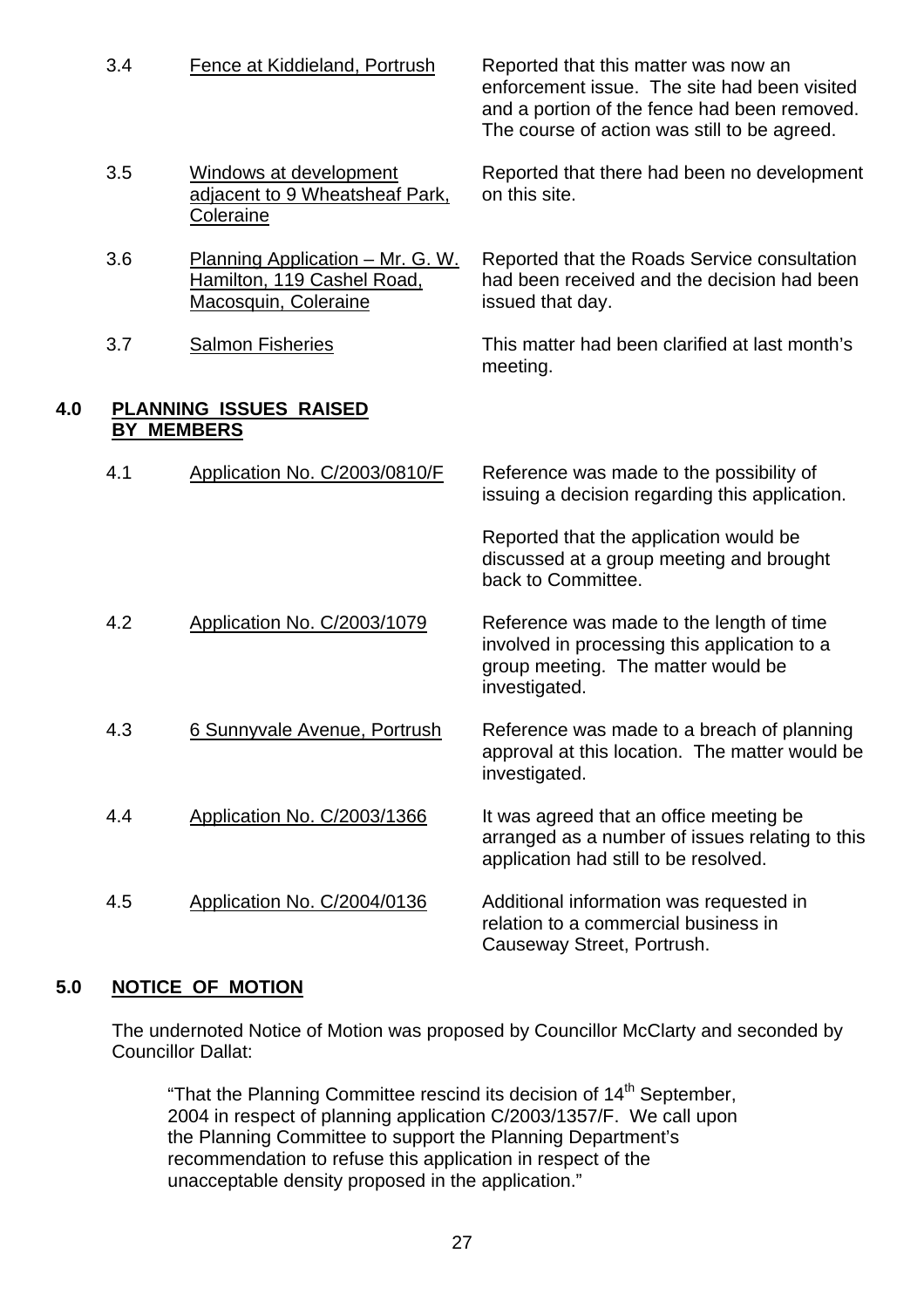| | | |
|---|---|---|
| 3.4 | <u>Fence at Kiddieland, Portrush</u> | Reported that this matter was now an enforcement issue. The site had been visited and a portion of the fence had been removed. The course of action was still to be agreed. |
| 3.5 | <u>Windows at development adjacent to 9 Wheatsheaf Park, Coleraine</u> | Reported that there had been no development on this site. |
| 3.6 | <u>Planning Application – Mr. G. W. Hamilton, 119 Cashel Road, Macosquin, Coleraine</u> | Reported that the Roads Service consultation had been received and the decision had been issued that day. |
| 3.7 | <u>Salmon Fisheries</u> | This matter had been clarified at last month's meeting. |

## 4.0 PLANNING ISSUES RAISED BY MEMBERS

| | | |
|---|---|---|
| 4.1 | <u>Application No. C/2003/0810/F</u> | Reference was made to the possibility of issuing a decision regarding this application.<br><br>Reported that the application would be discussed at a group meeting and brought back to Committee. |
| 4.2 | <u>Application No. C/2003/1079</u> | Reference was made to the length of time involved in processing this application to a group meeting. The matter would be investigated. |
| 4.3 | <u>6 Sunnyvale Avenue, Portrush</u> | Reference was made to a breach of planning approval at this location. The matter would be investigated. |
| 4.4 | <u>Application No. C/2003/1366</u> | It was agreed that an office meeting be arranged as a number of issues relating to this application had still to be resolved. |
| 4.5 | <u>Application No. C/2004/0136</u> | Additional information was requested in relation to a commercial business in Causeway Street, Portrush. |

## 5.0 NOTICE OF MOTION

The undernoted Notice of Motion was proposed by Councillor McClarty and seconded by Councillor Dallat:

> "That the Planning Committee rescind its decision of 14th September, 2004 in respect of planning application C/2003/1357/F. We call upon the Planning Committee to support the Planning Department's recommendation to refuse this application in respect of the unacceptable density proposed in the application."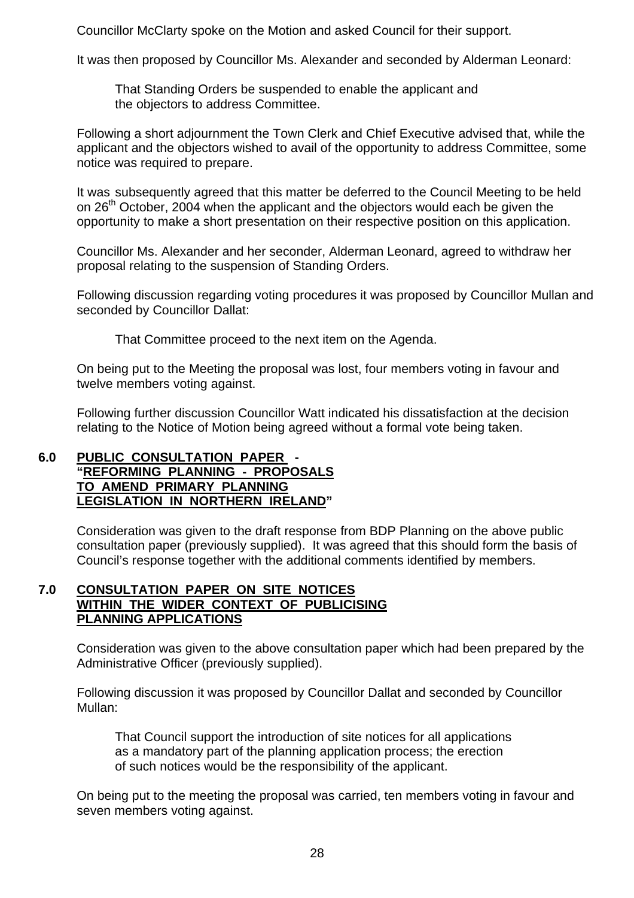Councillor McClarty spoke on the Motion and asked Council for their support.

It was then proposed by Councillor Ms. Alexander and seconded by Alderman Leonard:

> That Standing Orders be suspended to enable the applicant and the objectors to address Committee.

Following a short adjournment the Town Clerk and Chief Executive advised that, while the applicant and the objectors wished to avail of the opportunity to address Committee, some notice was required to prepare.

It was subsequently agreed that this matter be deferred to the Council Meeting to be held on 26th October, 2004 when the applicant and the objectors would each be given the opportunity to make a short presentation on their respective position on this application.

Councillor Ms. Alexander and her seconder, Alderman Leonard, agreed to withdraw her proposal relating to the suspension of Standing Orders.

Following discussion regarding voting procedures it was proposed by Councillor Mullan and seconded by Councillor Dallat:

> That Committee proceed to the next item on the Agenda.

On being put to the Meeting the proposal was lost, four members voting in favour and twelve members voting against.

Following further discussion Councillor Watt indicated his dissatisfaction at the decision relating to the Notice of Motion being agreed without a formal vote being taken.

## 6.0 PUBLIC CONSULTATION PAPER - "REFORMING PLANNING - PROPOSALS TO AMEND PRIMARY PLANNING LEGISLATION IN NORTHERN IRELAND"

Consideration was given to the draft response from BDP Planning on the above public consultation paper (previously supplied). It was agreed that this should form the basis of Council's response together with the additional comments identified by members.

## 7.0 CONSULTATION PAPER ON SITE NOTICES WITHIN THE WIDER CONTEXT OF PUBLICISING PLANNING APPLICATIONS

Consideration was given to the above consultation paper which had been prepared by the Administrative Officer (previously supplied).

Following discussion it was proposed by Councillor Dallat and seconded by Councillor Mullan:

> That Council support the introduction of site notices for all applications as a mandatory part of the planning application process; the erection of such notices would be the responsibility of the applicant.

On being put to the meeting the proposal was carried, ten members voting in favour and seven members voting against.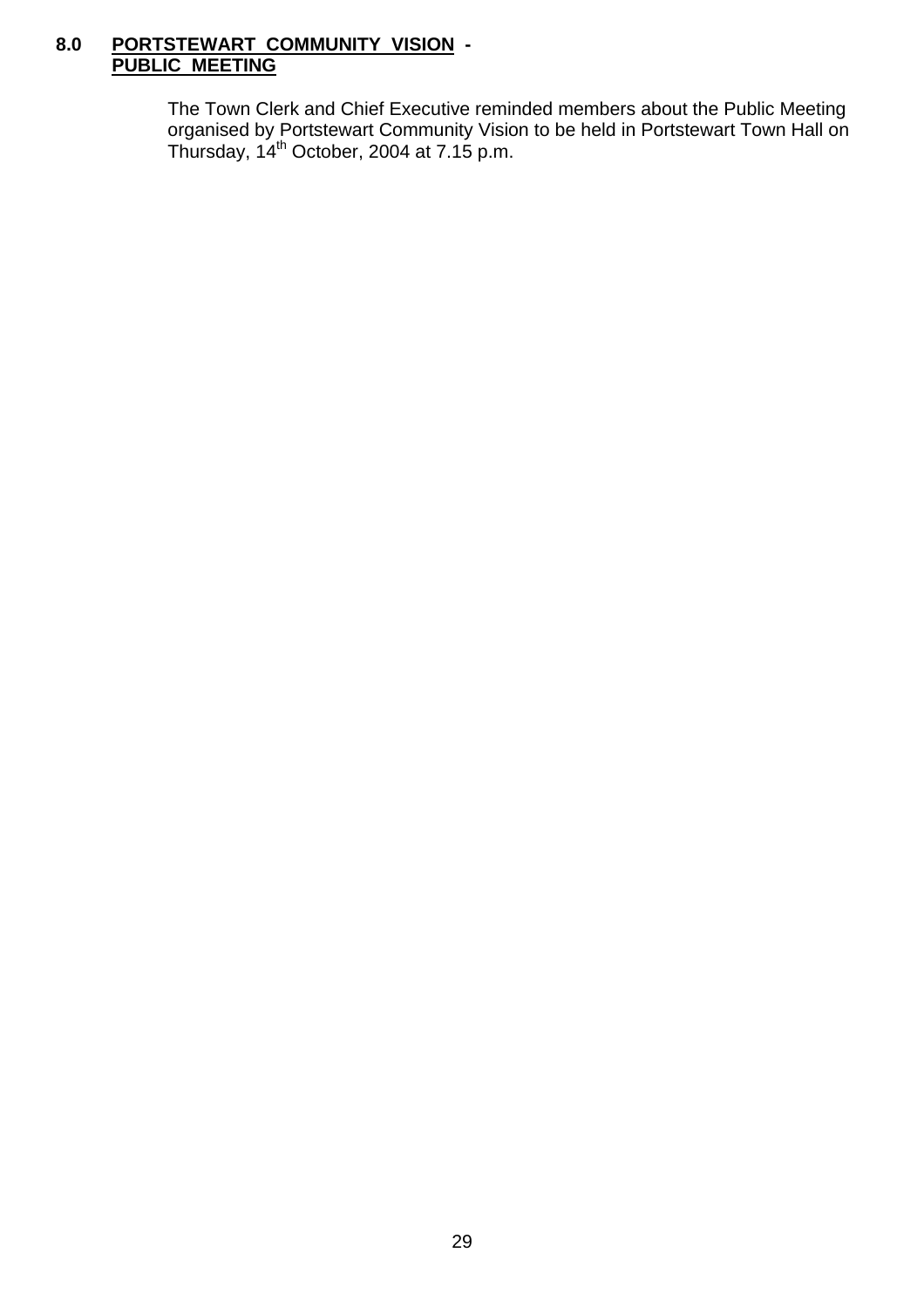## 8.0 **PORTSTEWART COMMUNITY VISION - PUBLIC MEETING**

The Town Clerk and Chief Executive reminded members about the Public Meeting organised by Portstewart Community Vision to be held in Portstewart Town Hall on Thursday, 14th October, 2004 at 7.15 p.m.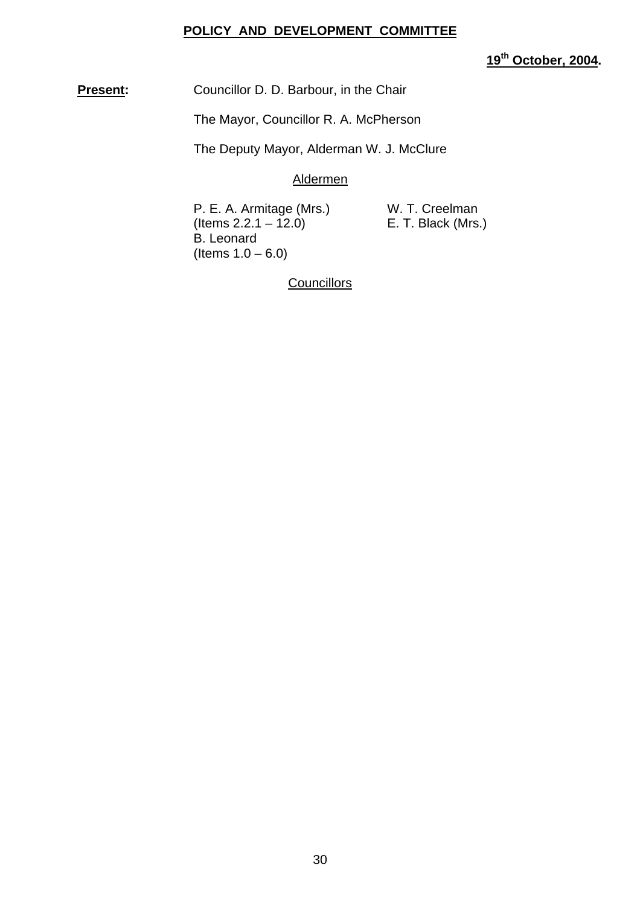**POLICY AND DEVELOPMENT COMMITTEE**

**19th October, 2004.**

**Present:** Councillor D. D. Barbour, in the Chair

The Mayor, Councillor R. A. McPherson

The Deputy Mayor, Alderman W. J. McClure

Aldermen

P. E. A. Armitage (Mrs.)
(Items 2.2.1 – 12.0)
B. Leonard
(Items 1.0 – 6.0)

W. T. Creelman
E. T. Black (Mrs.)

Councillors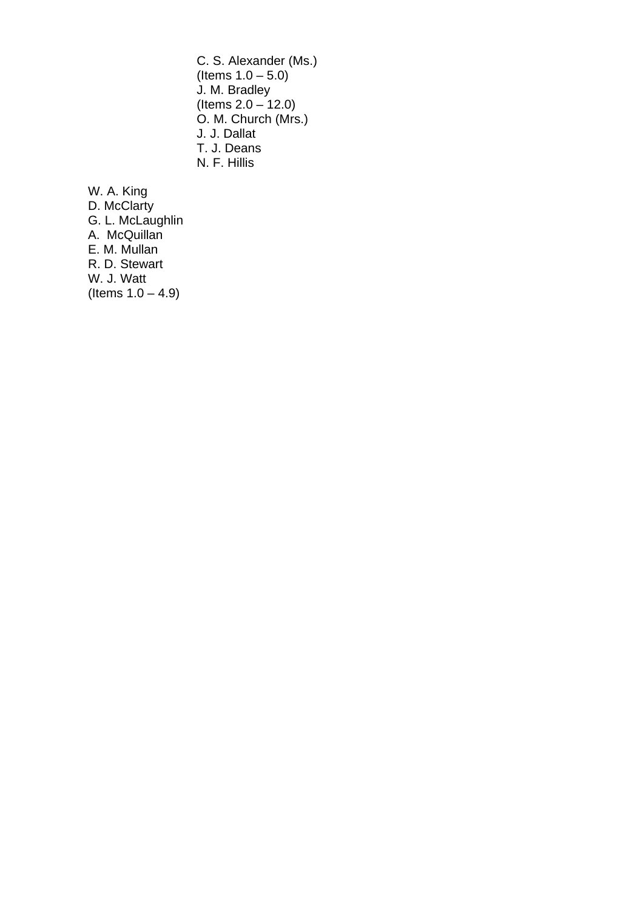C. S. Alexander (Ms.)
(Items 1.0 – 5.0)
J. M. Bradley
(Items 2.0 – 12.0)
O. M. Church (Mrs.)
J. J. Dallat
T. J. Deans
N. F. Hillis

W. A. King
D. McClarty
G. L. McLaughlin
A. McQuillan
E. M. Mullan
R. D. Stewart
W. J. Watt
(Items 1.0 – 4.9)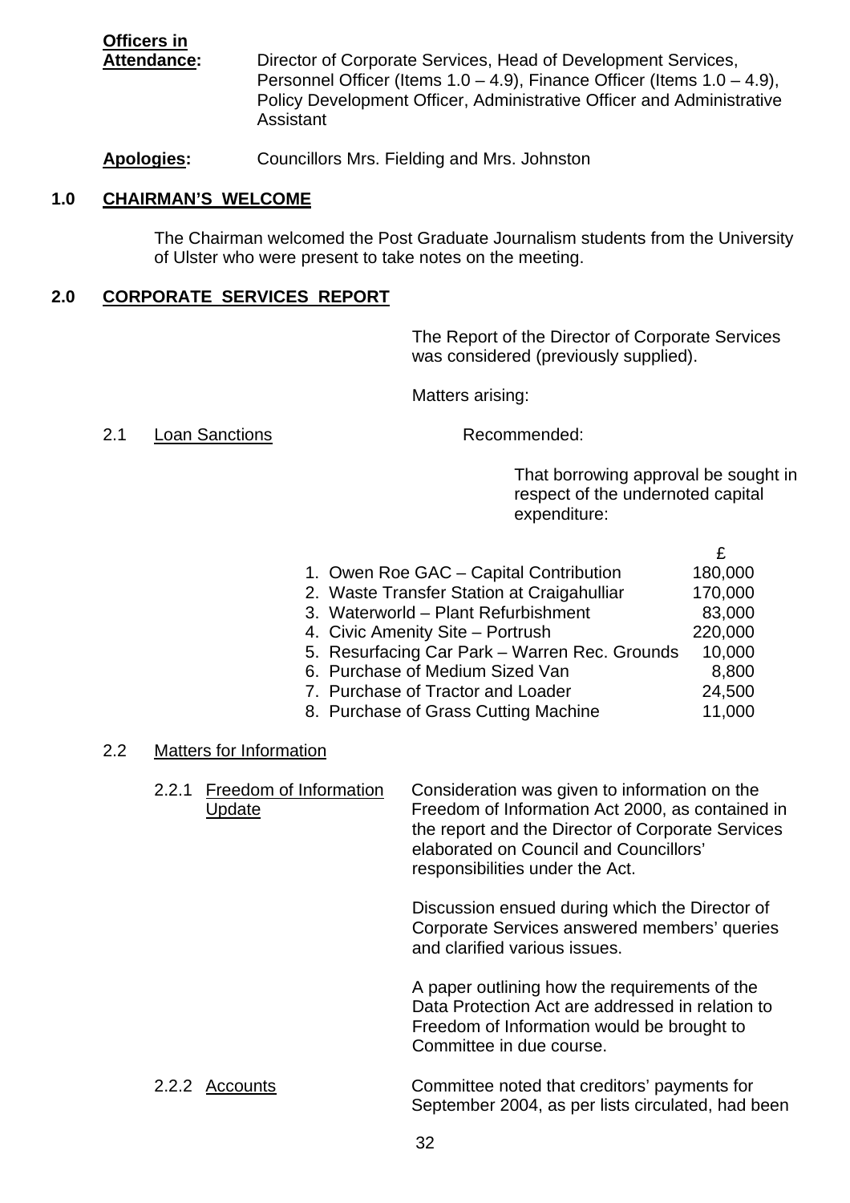**Officers in Attendance:** Director of Corporate Services, Head of Development Services, Personnel Officer (Items 1.0 – 4.9), Finance Officer (Items 1.0 – 4.9), Policy Development Officer, Administrative Officer and Administrative Assistant

**Apologies:** Councillors Mrs. Fielding and Mrs. Johnston

## 1.0 CHAIRMAN'S WELCOME

The Chairman welcomed the Post Graduate Journalism students from the University of Ulster who were present to take notes on the meeting.

## 2.0 CORPORATE SERVICES REPORT

The Report of the Director of Corporate Services was considered (previously supplied).

Matters arising:

2.1 Loan Sanctions

Recommended:

That borrowing approval be sought in respect of the undernoted capital expenditure:

| | £ |
|---|---|
| 1. Owen Roe GAC – Capital Contribution | 180,000 |
| 2. Waste Transfer Station at Craigahulliar | 170,000 |
| 3. Waterworld – Plant Refurbishment | 83,000 |
| 4. Civic Amenity Site – Portrush | 220,000 |
| 5. Resurfacing Car Park – Warren Rec. Grounds | 10,000 |
| 6. Purchase of Medium Sized Van | 8,800 |
| 7. Purchase of Tractor and Loader | 24,500 |
| 8. Purchase of Grass Cutting Machine | 11,000 |

2.2 Matters for Information

2.2.1 Freedom of Information Update

Consideration was given to information on the Freedom of Information Act 2000, as contained in the report and the Director of Corporate Services elaborated on Council and Councillors' responsibilities under the Act.

Discussion ensued during which the Director of Corporate Services answered members' queries and clarified various issues.

A paper outlining how the requirements of the Data Protection Act are addressed in relation to Freedom of Information would be brought to Committee in due course.

2.2.2 Accounts

Committee noted that creditors' payments for September 2004, as per lists circulated, had been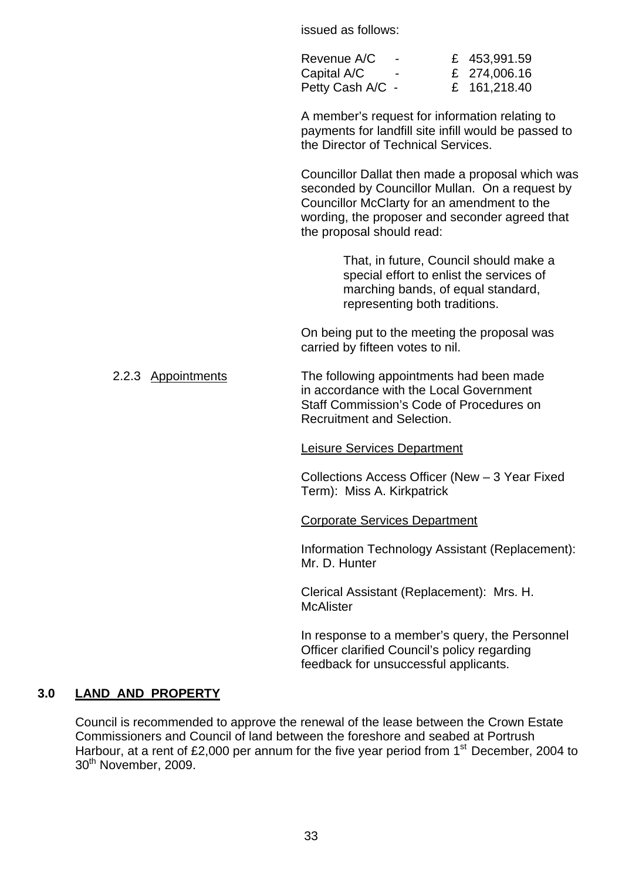issued as follows:

| | | |
|---|---|---|
| Revenue A/C | - | £ 453,991.59 |
| Capital A/C | - | £ 274,006.16 |
| Petty Cash A/C | - | £ 161,218.40 |

A member's request for information relating to payments for landfill site infill would be passed to the Director of Technical Services.

Councillor Dallat then made a proposal which was seconded by Councillor Mullan. On a request by Councillor McClarty for an amendment to the wording, the proposer and seconder agreed that the proposal should read:

> That, in future, Council should make a special effort to enlist the services of marching bands, of equal standard, representing both traditions.

On being put to the meeting the proposal was carried by fifteen votes to nil.

2.2.3 Appointments

The following appointments had been made in accordance with the Local Government Staff Commission's Code of Procedures on Recruitment and Selection.

Leisure Services Department

Collections Access Officer (New – 3 Year Fixed Term): Miss A. Kirkpatrick

Corporate Services Department

Information Technology Assistant (Replacement): Mr. D. Hunter

Clerical Assistant (Replacement): Mrs. H. McAlister

In response to a member's query, the Personnel Officer clarified Council's policy regarding feedback for unsuccessful applicants.

## 3.0 LAND AND PROPERTY

Council is recommended to approve the renewal of the lease between the Crown Estate Commissioners and Council of land between the foreshore and seabed at Portrush Harbour, at a rent of £2,000 per annum for the five year period from 1st December, 2004 to 30th November, 2009.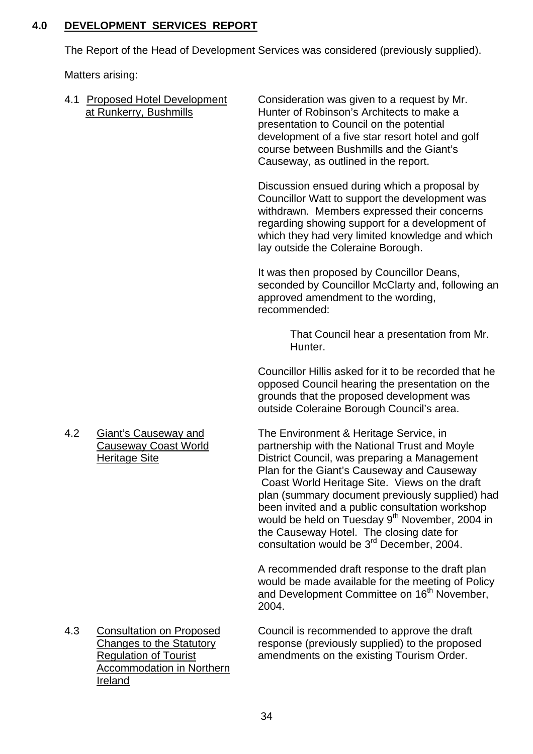## 4.0 DEVELOPMENT SERVICES REPORT

The Report of the Head of Development Services was considered (previously supplied).

Matters arising:

**4.1 Proposed Hotel Development at Runkerry, Bushmills**

Consideration was given to a request by Mr. Hunter of Robinson's Architects to make a presentation to Council on the potential development of a five star resort hotel and golf course between Bushmills and the Giant's Causeway, as outlined in the report.

Discussion ensued during which a proposal by Councillor Watt to support the development was withdrawn. Members expressed their concerns regarding showing support for a development of which they had very limited knowledge and which lay outside the Coleraine Borough.

It was then proposed by Councillor Deans, seconded by Councillor McClarty and, following an approved amendment to the wording, recommended:

> That Council hear a presentation from Mr. Hunter.

Councillor Hillis asked for it to be recorded that he opposed Council hearing the presentation on the grounds that the proposed development was outside Coleraine Borough Council's area.

**4.2 Giant's Causeway and Causeway Coast World Heritage Site**

The Environment & Heritage Service, in partnership with the National Trust and Moyle District Council, was preparing a Management Plan for the Giant's Causeway and Causeway Coast World Heritage Site. Views on the draft plan (summary document previously supplied) had been invited and a public consultation workshop would be held on Tuesday 9th November, 2004 in the Causeway Hotel. The closing date for consultation would be 3rd December, 2004.

A recommended draft response to the draft plan would be made available for the meeting of Policy and Development Committee on 16th November, 2004.

**4.3 Consultation on Proposed Changes to the Statutory Regulation of Tourist Accommodation in Northern Ireland**

Council is recommended to approve the draft response (previously supplied) to the proposed amendments on the existing Tourism Order.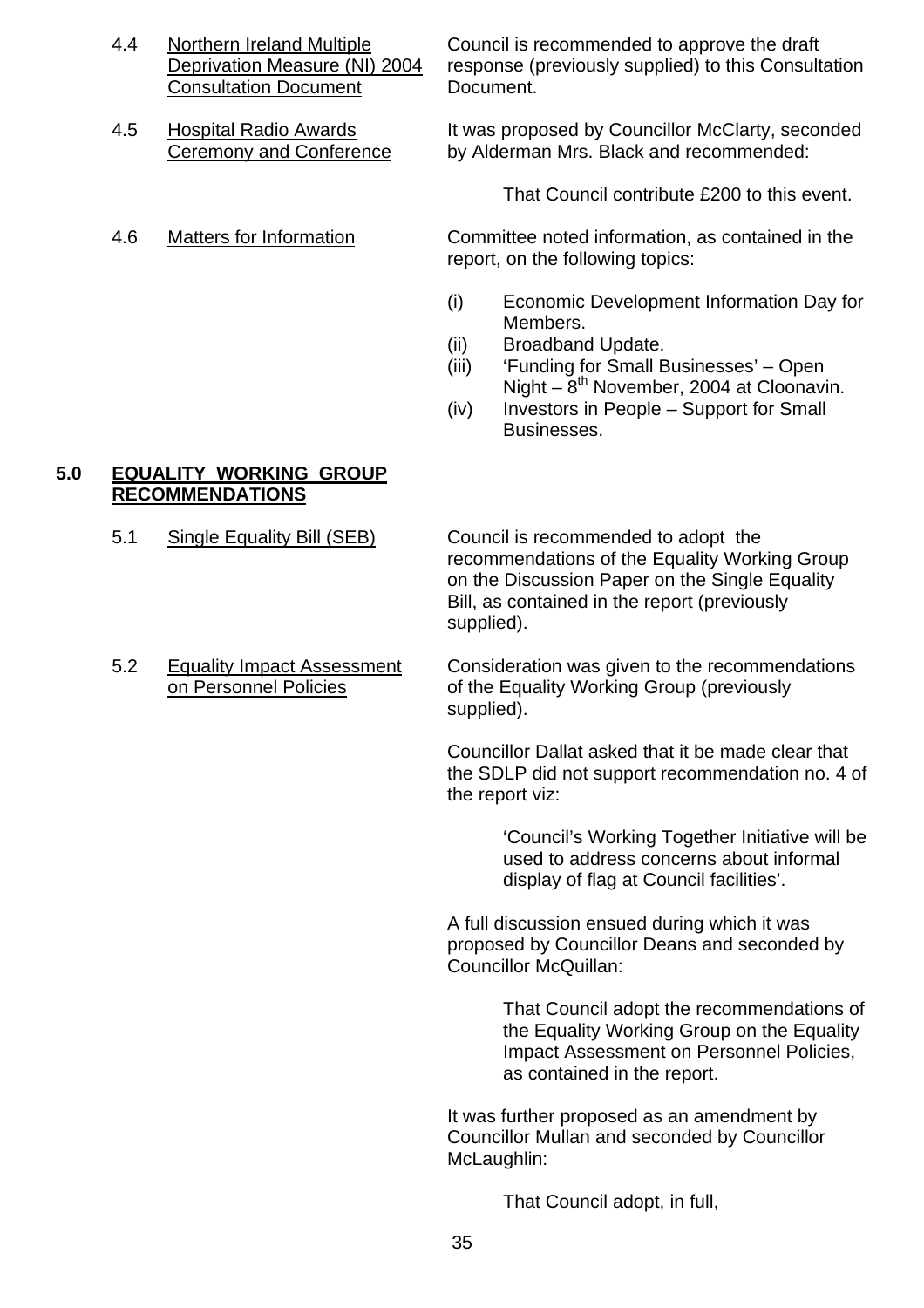4.4 Northern Ireland Multiple Deprivation Measure (NI) 2004 Consultation Document

Council is recommended to approve the draft response (previously supplied) to this Consultation Document.

4.5 Hospital Radio Awards Ceremony and Conference

It was proposed by Councillor McClarty, seconded by Alderman Mrs. Black and recommended:

> That Council contribute £200 to this event.

4.6 Matters for Information

Committee noted information, as contained in the report, on the following topics:

(i) Economic Development Information Day for Members.
(ii) Broadband Update.
(iii) 'Funding for Small Businesses' – Open Night – 8th November, 2004 at Cloonavin.
(iv) Investors in People – Support for Small Businesses.

## 5.0 EQUALITY WORKING GROUP RECOMMENDATIONS

5.1 Single Equality Bill (SEB)

Council is recommended to adopt the recommendations of the Equality Working Group on the Discussion Paper on the Single Equality Bill, as contained in the report (previously supplied).

5.2 Equality Impact Assessment on Personnel Policies

Consideration was given to the recommendations of the Equality Working Group (previously supplied).

Councillor Dallat asked that it be made clear that the SDLP did not support recommendation no. 4 of the report viz:

> 'Council's Working Together Initiative will be used to address concerns about informal display of flag at Council facilities'.

A full discussion ensued during which it was proposed by Councillor Deans and seconded by Councillor McQuillan:

> That Council adopt the recommendations of the Equality Working Group on the Equality Impact Assessment on Personnel Policies, as contained in the report.

It was further proposed as an amendment by Councillor Mullan and seconded by Councillor McLaughlin:

> That Council adopt, in full,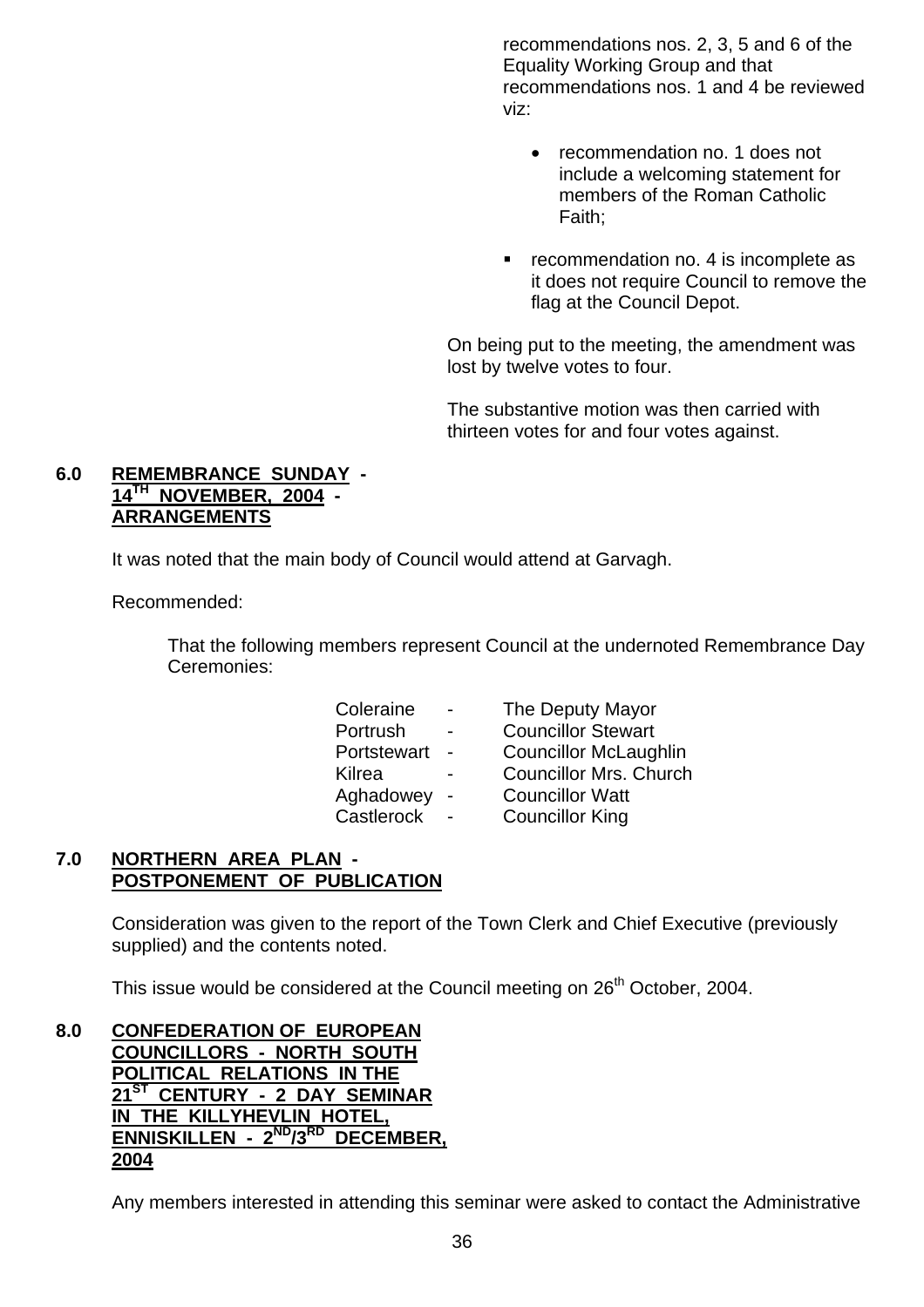recommendations nos. 2, 3, 5 and 6 of the Equality Working Group and that recommendations nos. 1 and 4 be reviewed viz:

- recommendation no. 1 does not include a welcoming statement for members of the Roman Catholic Faith;

- recommendation no. 4 is incomplete as it does not require Council to remove the flag at the Council Depot.

On being put to the meeting, the amendment was lost by twelve votes to four.

The substantive motion was then carried with thirteen votes for and four votes against.

## 6.0 REMEMBRANCE SUNDAY - 14TH NOVEMBER, 2004 - ARRANGEMENTS

It was noted that the main body of Council would attend at Garvagh.

Recommended:

That the following members represent Council at the undernoted Remembrance Day Ceremonies:

| | | |
|---|---|---|
| Coleraine | - | The Deputy Mayor |
| Portrush | - | Councillor Stewart |
| Portstewart | - | Councillor McLaughlin |
| Kilrea | - | Councillor Mrs. Church |
| Aghadowey | - | Councillor Watt |
| Castlerock | - | Councillor King |

## 7.0 NORTHERN AREA PLAN - POSTPONEMENT OF PUBLICATION

Consideration was given to the report of the Town Clerk and Chief Executive (previously supplied) and the contents noted.

This issue would be considered at the Council meeting on 26th October, 2004.

## 8.0 CONFEDERATION OF EUROPEAN COUNCILLORS - NORTH SOUTH POLITICAL RELATIONS IN THE 21ST CENTURY - 2 DAY SEMINAR IN THE KILLYHEVLIN HOTEL, ENNISKILLEN - 2ND/3RD DECEMBER, 2004

Any members interested in attending this seminar were asked to contact the Administrative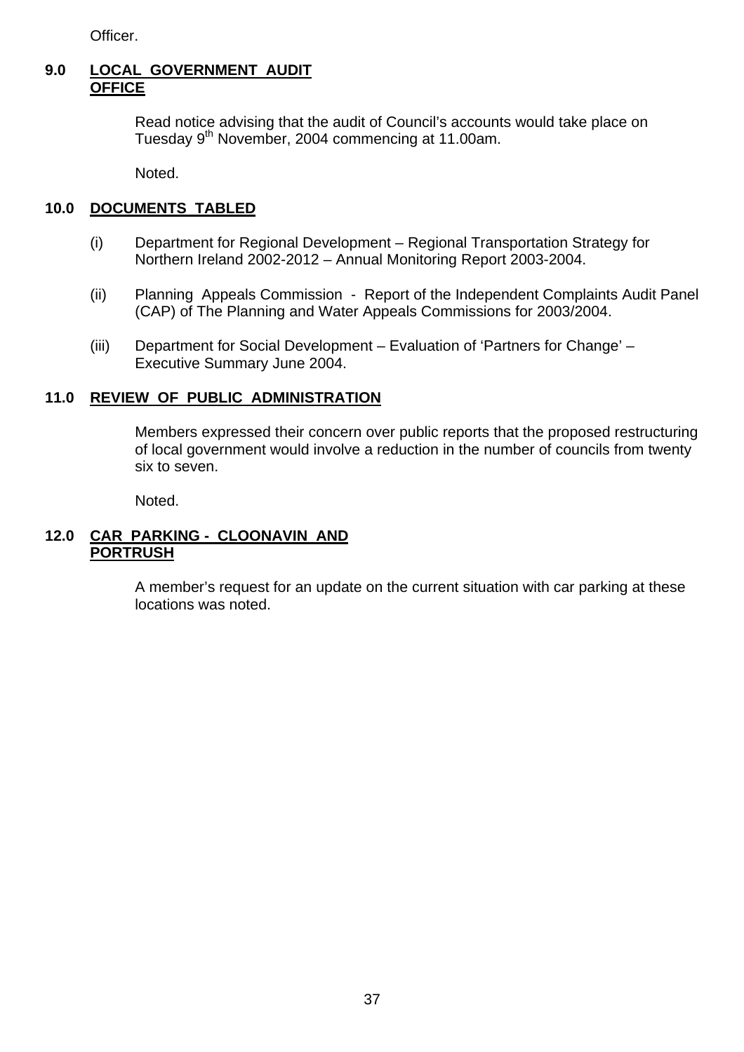Officer.

**9.0 LOCAL GOVERNMENT AUDIT OFFICE**

Read notice advising that the audit of Council's accounts would take place on Tuesday 9th November, 2004 commencing at 11.00am.

Noted.

**10.0 DOCUMENTS TABLED**

(i) Department for Regional Development – Regional Transportation Strategy for Northern Ireland 2002-2012 – Annual Monitoring Report 2003-2004.

(ii) Planning Appeals Commission - Report of the Independent Complaints Audit Panel (CAP) of The Planning and Water Appeals Commissions for 2003/2004.

(iii) Department for Social Development – Evaluation of 'Partners for Change' – Executive Summary June 2004.

**11.0 REVIEW OF PUBLIC ADMINISTRATION**

Members expressed their concern over public reports that the proposed restructuring of local government would involve a reduction in the number of councils from twenty six to seven.

Noted.

**12.0 CAR PARKING - CLOONAVIN AND PORTRUSH**

A member's request for an update on the current situation with car parking at these locations was noted.